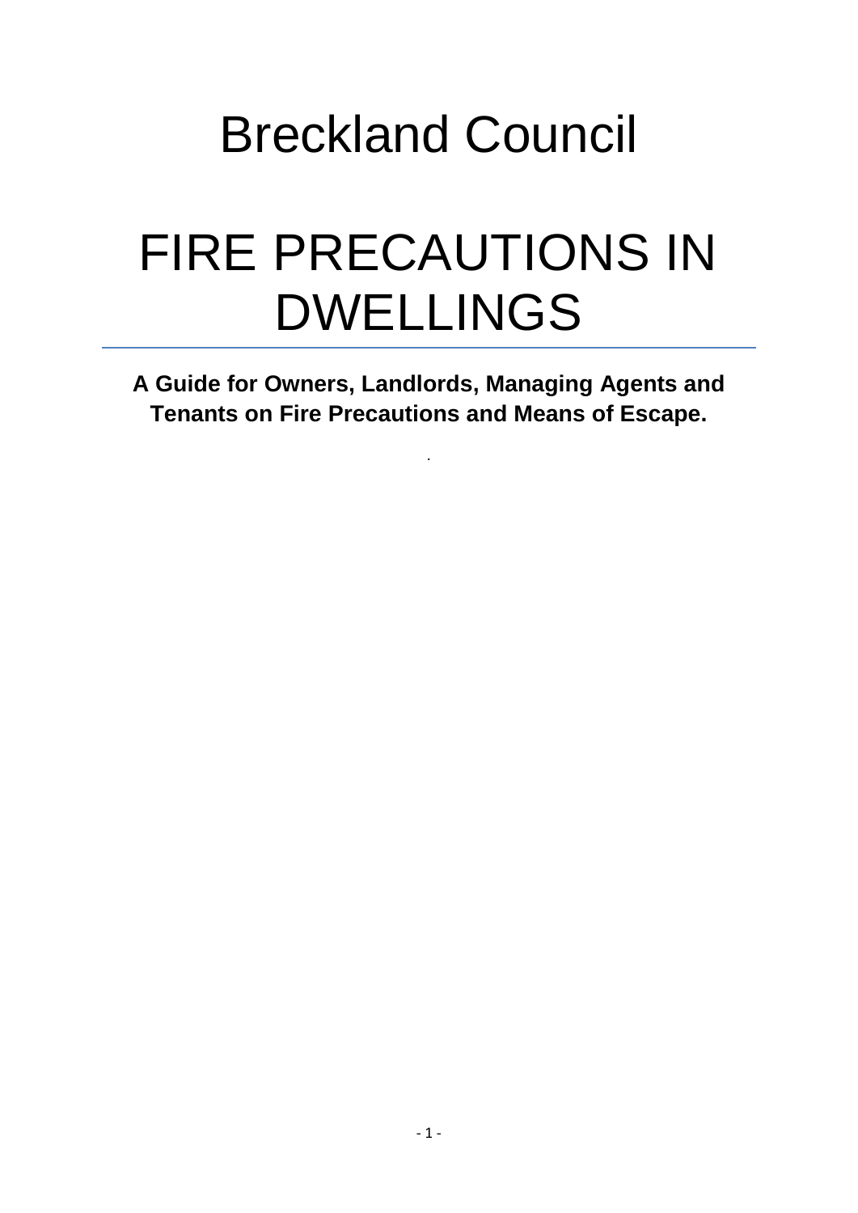# Breckland Council

# FIRE PRECAUTIONS IN DWELLINGS

---

**A Guide for Owners, Landlords, Managing Agents and Tenants on Fire Precautions and Means of Escape.**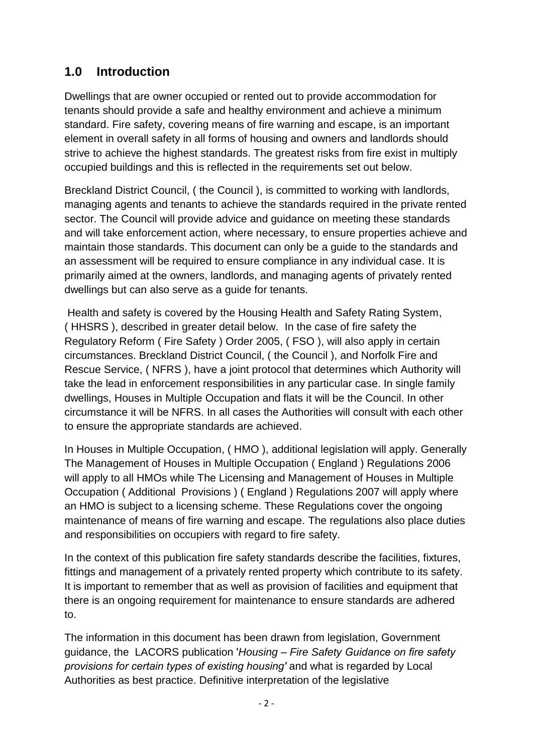## 1.0 Introduction

Dwellings that are owner occupied or rented out to provide accommodation for tenants should provide a safe and healthy environment and achieve a minimum standard. Fire safety, covering means of fire warning and escape, is an important element in overall safety in all forms of housing and owners and landlords should strive to achieve the highest standards. The greatest risks from fire exist in multiply occupied buildings and this is reflected in the requirements set out below.

Breckland District Council, ( the Council ), is committed to working with landlords, managing agents and tenants to achieve the standards required in the private rented sector. The Council will provide advice and guidance on meeting these standards and will take enforcement action, where necessary, to ensure properties achieve and maintain those standards. This document can only be a guide to the standards and an assessment will be required to ensure compliance in any individual case. It is primarily aimed at the owners, landlords, and managing agents of privately rented dwellings but can also serve as a guide for tenants.

Health and safety is covered by the Housing Health and Safety Rating System, ( HHSRS ), described in greater detail below. In the case of fire safety the Regulatory Reform ( Fire Safety ) Order 2005, ( FSO ), will also apply in certain circumstances. Breckland District Council, ( the Council ), and Norfolk Fire and Rescue Service, ( NFRS ), have a joint protocol that determines which Authority will take the lead in enforcement responsibilities in any particular case. In single family dwellings, Houses in Multiple Occupation and flats it will be the Council. In other circumstance it will be NFRS. In all cases the Authorities will consult with each other to ensure the appropriate standards are achieved.

In Houses in Multiple Occupation, ( HMO ), additional legislation will apply. Generally The Management of Houses in Multiple Occupation ( England ) Regulations 2006 will apply to all HMOs while The Licensing and Management of Houses in Multiple Occupation ( Additional Provisions ) ( England ) Regulations 2007 will apply where an HMO is subject to a licensing scheme. These Regulations cover the ongoing maintenance of means of fire warning and escape. The regulations also place duties and responsibilities on occupiers with regard to fire safety.

In the context of this publication fire safety standards describe the facilities, fixtures, fittings and management of a privately rented property which contribute to its safety. It is important to remember that as well as provision of facilities and equipment that there is an ongoing requirement for maintenance to ensure standards are adhered to.

The information in this document has been drawn from legislation, Government guidance, the LACORS publication '*Housing – Fire Safety Guidance on fire safety provisions for certain types of existing housing'* and what is regarded by Local Authorities as best practice. Definitive interpretation of the legislative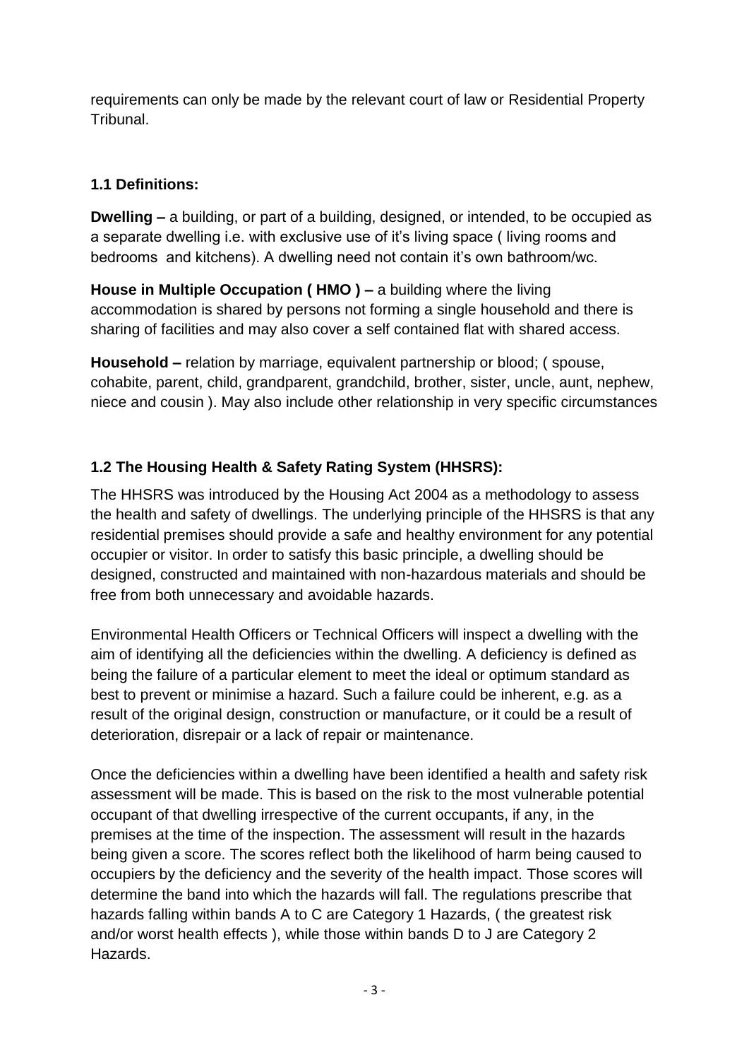requirements can only be made by the relevant court of law or Residential Property Tribunal.

### 1.1 Definitions:

**Dwelling –** a building, or part of a building, designed, or intended, to be occupied as a separate dwelling i.e. with exclusive use of it's living space ( living rooms and bedrooms and kitchens). A dwelling need not contain it's own bathroom/wc.

**House in Multiple Occupation ( HMO ) –** a building where the living accommodation is shared by persons not forming a single household and there is sharing of facilities and may also cover a self contained flat with shared access.

**Household –** relation by marriage, equivalent partnership or blood; ( spouse, cohabite, parent, child, grandparent, grandchild, brother, sister, uncle, aunt, nephew, niece and cousin ). May also include other relationship in very specific circumstances

### 1.2 The Housing Health & Safety Rating System (HHSRS):

The HHSRS was introduced by the Housing Act 2004 as a methodology to assess the health and safety of dwellings. The underlying principle of the HHSRS is that any residential premises should provide a safe and healthy environment for any potential occupier or visitor. In order to satisfy this basic principle, a dwelling should be designed, constructed and maintained with non-hazardous materials and should be free from both unnecessary and avoidable hazards.

Environmental Health Officers or Technical Officers will inspect a dwelling with the aim of identifying all the deficiencies within the dwelling. A deficiency is defined as being the failure of a particular element to meet the ideal or optimum standard as best to prevent or minimise a hazard. Such a failure could be inherent, e.g. as a result of the original design, construction or manufacture, or it could be a result of deterioration, disrepair or a lack of repair or maintenance.

Once the deficiencies within a dwelling have been identified a health and safety risk assessment will be made. This is based on the risk to the most vulnerable potential occupant of that dwelling irrespective of the current occupants, if any, in the premises at the time of the inspection. The assessment will result in the hazards being given a score. The scores reflect both the likelihood of harm being caused to occupiers by the deficiency and the severity of the health impact. Those scores will determine the band into which the hazards will fall. The regulations prescribe that hazards falling within bands A to C are Category 1 Hazards, ( the greatest risk and/or worst health effects ), while those within bands D to J are Category 2 Hazards.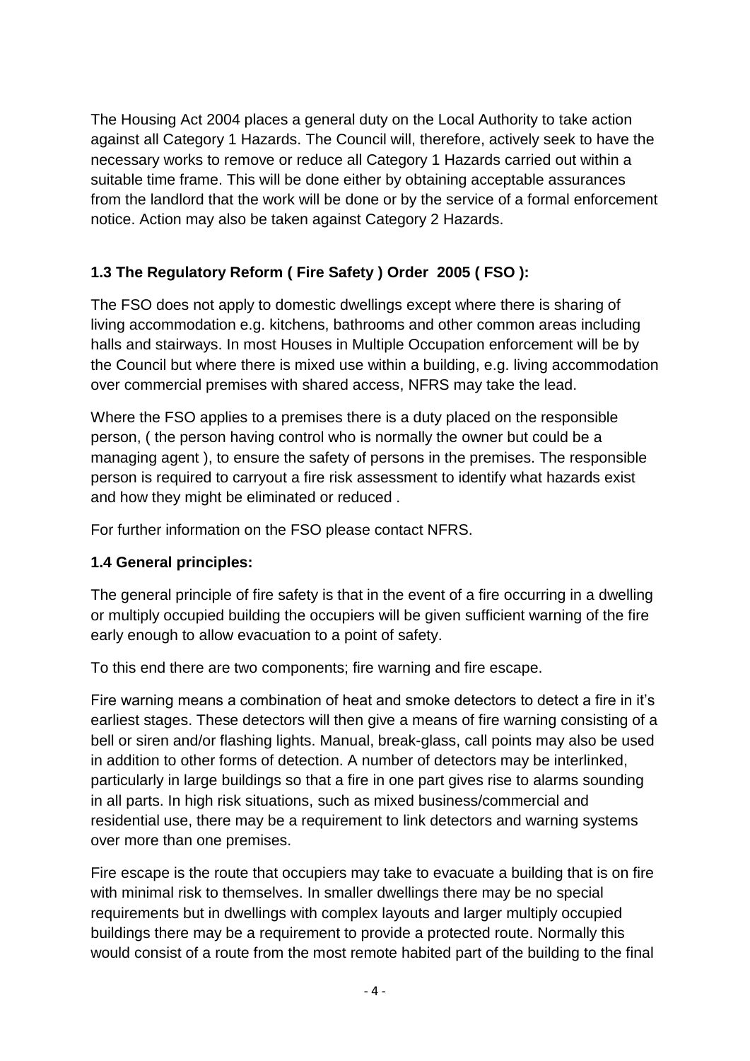The Housing Act 2004 places a general duty on the Local Authority to take action against all Category 1 Hazards. The Council will, therefore, actively seek to have the necessary works to remove or reduce all Category 1 Hazards carried out within a suitable time frame. This will be done either by obtaining acceptable assurances from the landlord that the work will be done or by the service of a formal enforcement notice. Action may also be taken against Category 2 Hazards.

### 1.3 The Regulatory Reform ( Fire Safety ) Order 2005 ( FSO ):

The FSO does not apply to domestic dwellings except where there is sharing of living accommodation e.g. kitchens, bathrooms and other common areas including halls and stairways. In most Houses in Multiple Occupation enforcement will be by the Council but where there is mixed use within a building, e.g. living accommodation over commercial premises with shared access, NFRS may take the lead.

Where the FSO applies to a premises there is a duty placed on the responsible person, ( the person having control who is normally the owner but could be a managing agent ), to ensure the safety of persons in the premises. The responsible person is required to carryout a fire risk assessment to identify what hazards exist and how they might be eliminated or reduced .

For further information on the FSO please contact NFRS.

### 1.4 General principles:

The general principle of fire safety is that in the event of a fire occurring in a dwelling or multiply occupied building the occupiers will be given sufficient warning of the fire early enough to allow evacuation to a point of safety.

To this end there are two components; fire warning and fire escape.

Fire warning means a combination of heat and smoke detectors to detect a fire in it's earliest stages. These detectors will then give a means of fire warning consisting of a bell or siren and/or flashing lights. Manual, break-glass, call points may also be used in addition to other forms of detection. A number of detectors may be interlinked, particularly in large buildings so that a fire in one part gives rise to alarms sounding in all parts. In high risk situations, such as mixed business/commercial and residential use, there may be a requirement to link detectors and warning systems over more than one premises.

Fire escape is the route that occupiers may take to evacuate a building that is on fire with minimal risk to themselves. In smaller dwellings there may be no special requirements but in dwellings with complex layouts and larger multiply occupied buildings there may be a requirement to provide a protected route. Normally this would consist of a route from the most remote habited part of the building to the final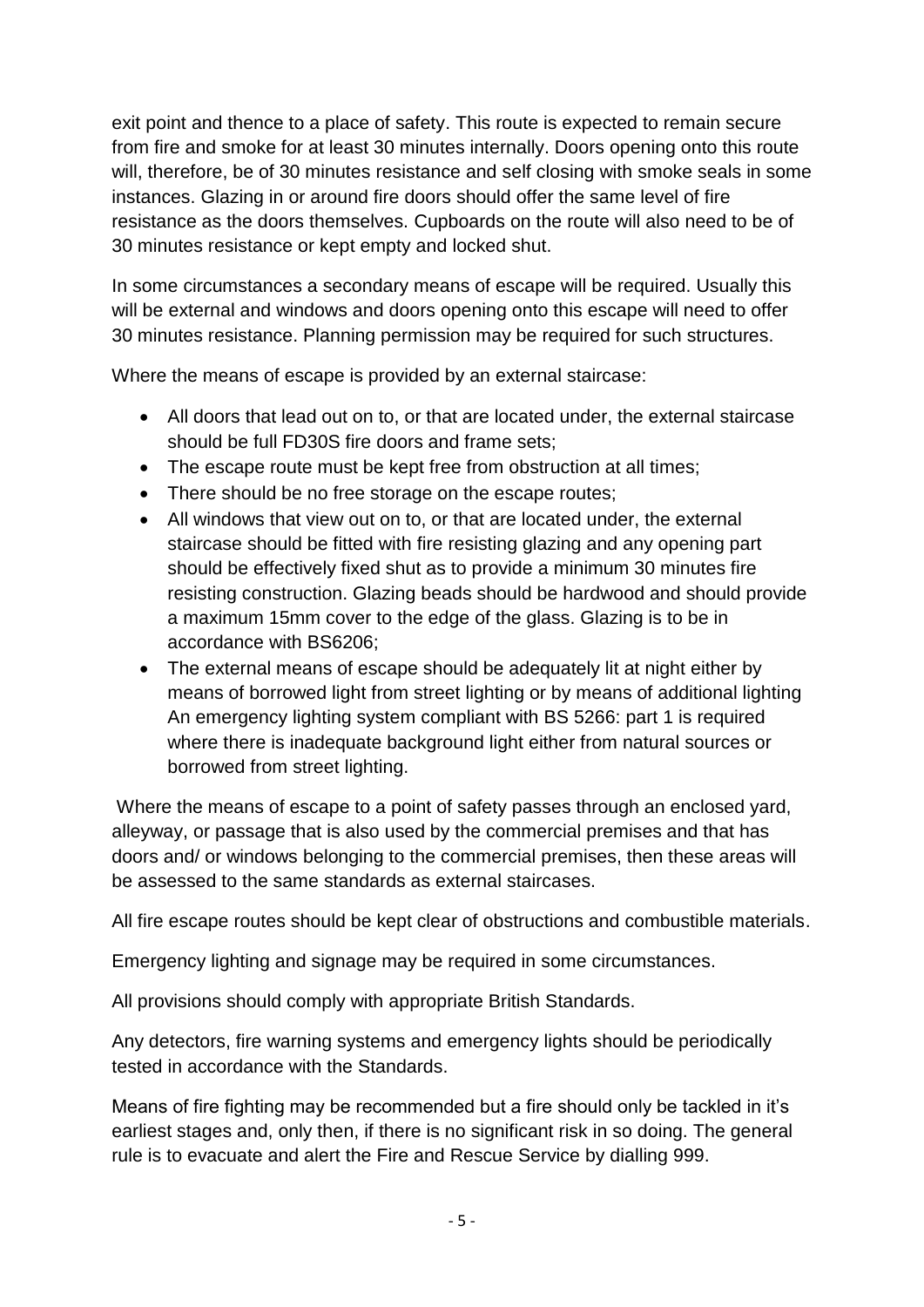exit point and thence to a place of safety. This route is expected to remain secure from fire and smoke for at least 30 minutes internally. Doors opening onto this route will, therefore, be of 30 minutes resistance and self closing with smoke seals in some instances. Glazing in or around fire doors should offer the same level of fire resistance as the doors themselves. Cupboards on the route will also need to be of 30 minutes resistance or kept empty and locked shut.

In some circumstances a secondary means of escape will be required. Usually this will be external and windows and doors opening onto this escape will need to offer 30 minutes resistance. Planning permission may be required for such structures.

Where the means of escape is provided by an external staircase:

- All doors that lead out on to, or that are located under, the external staircase should be full FD30S fire doors and frame sets;
- The escape route must be kept free from obstruction at all times;
- There should be no free storage on the escape routes;
- All windows that view out on to, or that are located under, the external staircase should be fitted with fire resisting glazing and any opening part should be effectively fixed shut as to provide a minimum 30 minutes fire resisting construction. Glazing beads should be hardwood and should provide a maximum 15mm cover to the edge of the glass. Glazing is to be in accordance with BS6206;
- The external means of escape should be adequately lit at night either by means of borrowed light from street lighting or by means of additional lighting An emergency lighting system compliant with BS 5266: part 1 is required where there is inadequate background light either from natural sources or borrowed from street lighting.

Where the means of escape to a point of safety passes through an enclosed yard, alleyway, or passage that is also used by the commercial premises and that has doors and/ or windows belonging to the commercial premises, then these areas will be assessed to the same standards as external staircases.

All fire escape routes should be kept clear of obstructions and combustible materials.

Emergency lighting and signage may be required in some circumstances.

All provisions should comply with appropriate British Standards.

Any detectors, fire warning systems and emergency lights should be periodically tested in accordance with the Standards.

Means of fire fighting may be recommended but a fire should only be tackled in it's earliest stages and, only then, if there is no significant risk in so doing. The general rule is to evacuate and alert the Fire and Rescue Service by dialling 999.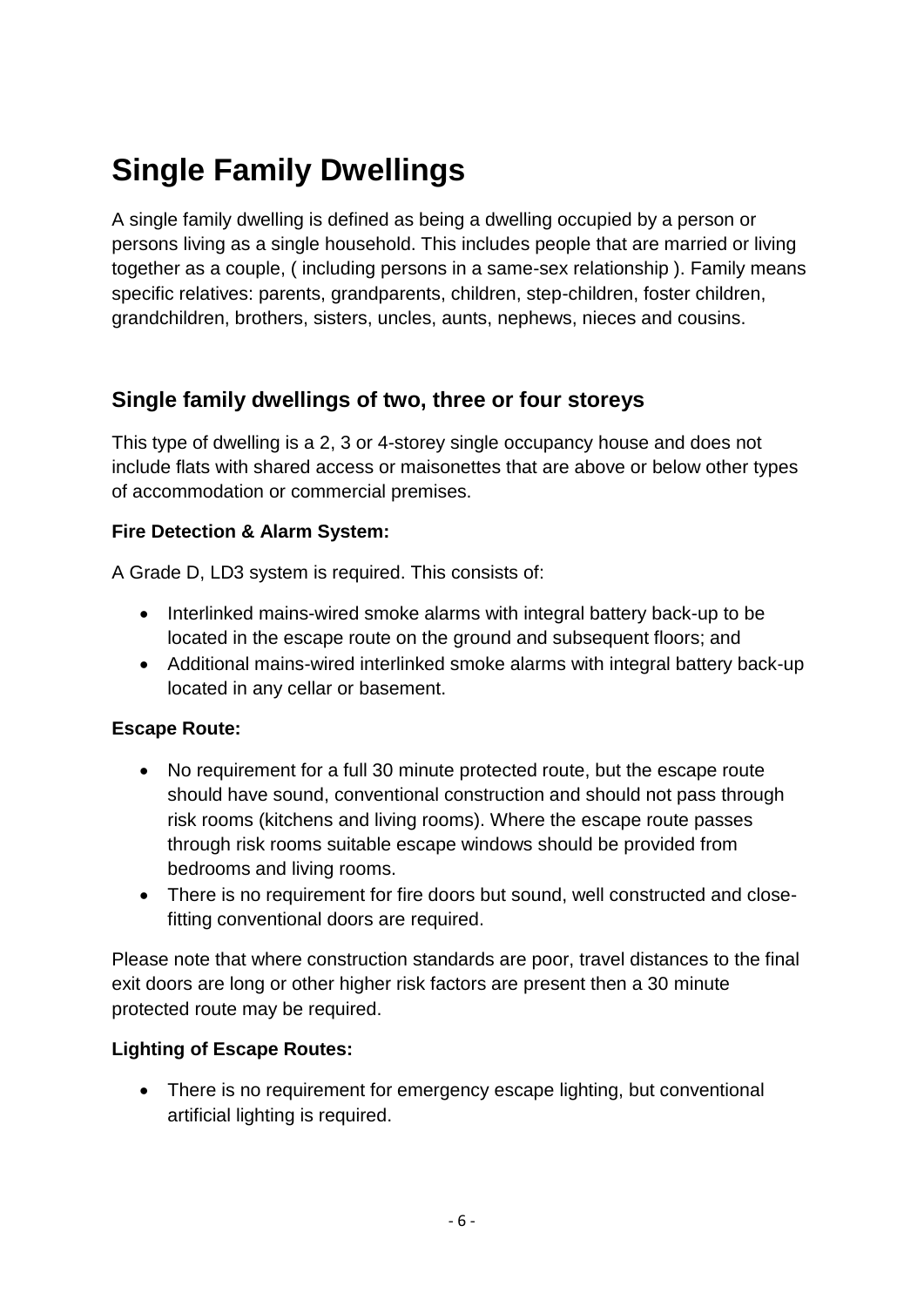# Single Family Dwellings

A single family dwelling is defined as being a dwelling occupied by a person or persons living as a single household. This includes people that are married or living together as a couple, ( including persons in a same-sex relationship ). Family means specific relatives: parents, grandparents, children, step-children, foster children, grandchildren, brothers, sisters, uncles, aunts, nephews, nieces and cousins.

## Single family dwellings of two, three or four storeys

This type of dwelling is a 2, 3 or 4-storey single occupancy house and does not include flats with shared access or maisonettes that are above or below other types of accommodation or commercial premises.

**Fire Detection & Alarm System:**

A Grade D, LD3 system is required. This consists of:

- Interlinked mains-wired smoke alarms with integral battery back-up to be located in the escape route on the ground and subsequent floors; and
- Additional mains-wired interlinked smoke alarms with integral battery back-up located in any cellar or basement.

**Escape Route:**

- No requirement for a full 30 minute protected route, but the escape route should have sound, conventional construction and should not pass through risk rooms (kitchens and living rooms). Where the escape route passes through risk rooms suitable escape windows should be provided from bedrooms and living rooms.
- There is no requirement for fire doors but sound, well constructed and close-fitting conventional doors are required.

Please note that where construction standards are poor, travel distances to the final exit doors are long or other higher risk factors are present then a 30 minute protected route may be required.

**Lighting of Escape Routes:**

- There is no requirement for emergency escape lighting, but conventional artificial lighting is required.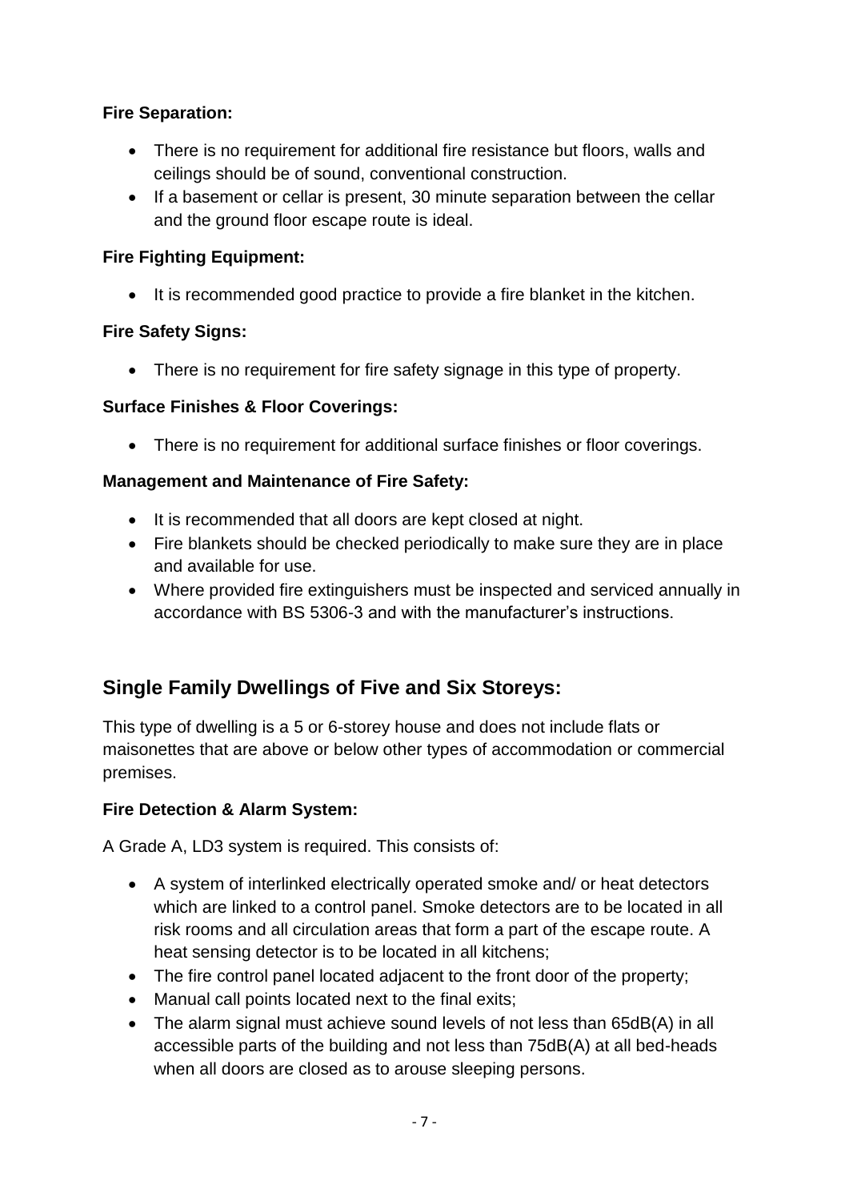**Fire Separation:**

- There is no requirement for additional fire resistance but floors, walls and ceilings should be of sound, conventional construction.
- If a basement or cellar is present, 30 minute separation between the cellar and the ground floor escape route is ideal.

**Fire Fighting Equipment:**

- It is recommended good practice to provide a fire blanket in the kitchen.

**Fire Safety Signs:**

- There is no requirement for fire safety signage in this type of property.

**Surface Finishes & Floor Coverings:**

- There is no requirement for additional surface finishes or floor coverings.

**Management and Maintenance of Fire Safety:**

- It is recommended that all doors are kept closed at night.
- Fire blankets should be checked periodically to make sure they are in place and available for use.
- Where provided fire extinguishers must be inspected and serviced annually in accordance with BS 5306-3 and with the manufacturer's instructions.

## Single Family Dwellings of Five and Six Storeys:

This type of dwelling is a 5 or 6-storey house and does not include flats or maisonettes that are above or below other types of accommodation or commercial premises.

**Fire Detection & Alarm System:**

A Grade A, LD3 system is required. This consists of:

- A system of interlinked electrically operated smoke and/ or heat detectors which are linked to a control panel. Smoke detectors are to be located in all risk rooms and all circulation areas that form a part of the escape route. A heat sensing detector is to be located in all kitchens;
- The fire control panel located adjacent to the front door of the property;
- Manual call points located next to the final exits;
- The alarm signal must achieve sound levels of not less than 65dB(A) in all accessible parts of the building and not less than 75dB(A) at all bed-heads when all doors are closed as to arouse sleeping persons.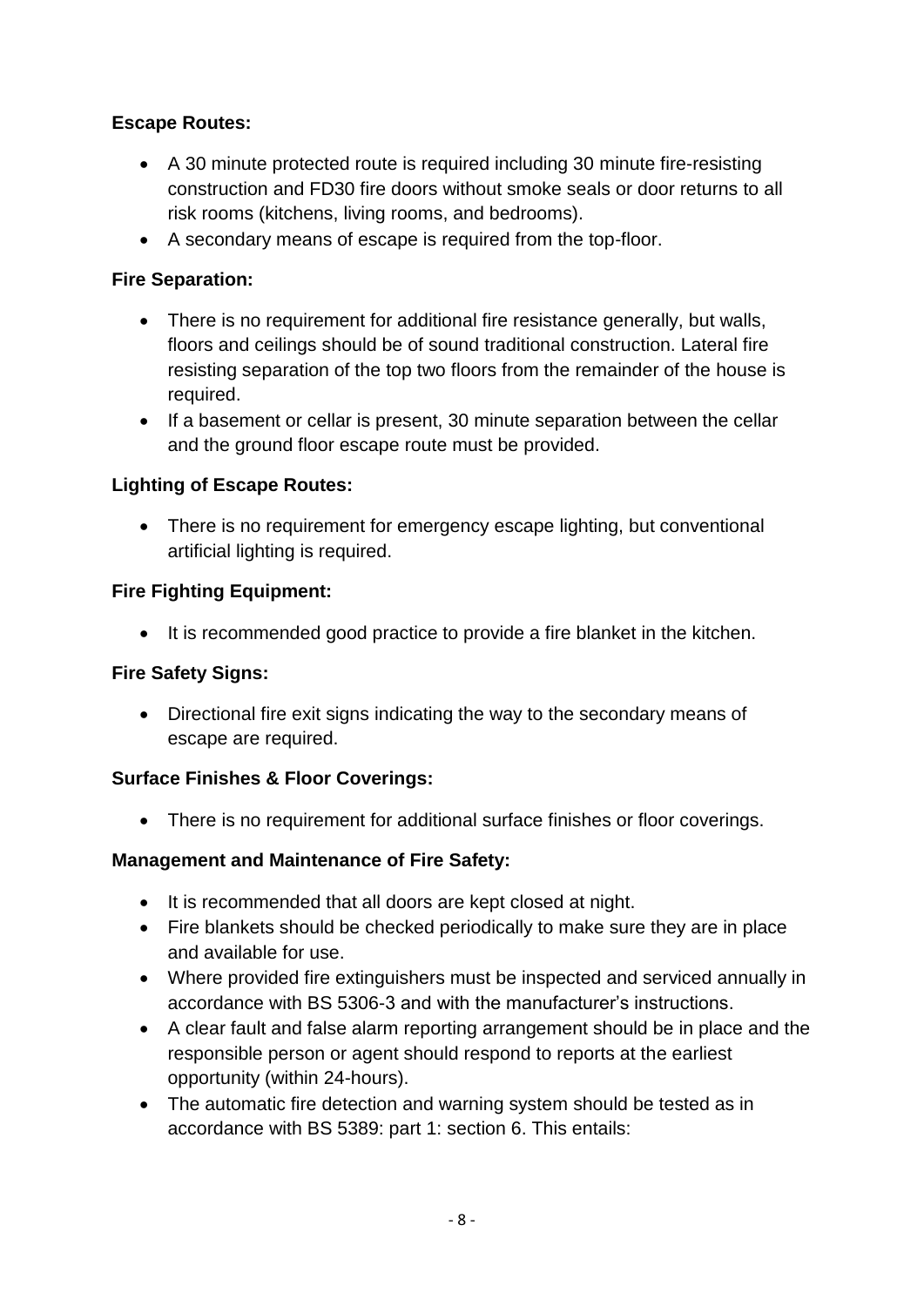**Escape Routes:**

- A 30 minute protected route is required including 30 minute fire-resisting construction and FD30 fire doors without smoke seals or door returns to all risk rooms (kitchens, living rooms, and bedrooms).
- A secondary means of escape is required from the top-floor.

**Fire Separation:**

- There is no requirement for additional fire resistance generally, but walls, floors and ceilings should be of sound traditional construction. Lateral fire resisting separation of the top two floors from the remainder of the house is required.
- If a basement or cellar is present, 30 minute separation between the cellar and the ground floor escape route must be provided.

**Lighting of Escape Routes:**

- There is no requirement for emergency escape lighting, but conventional artificial lighting is required.

**Fire Fighting Equipment:**

- It is recommended good practice to provide a fire blanket in the kitchen.

**Fire Safety Signs:**

- Directional fire exit signs indicating the way to the secondary means of escape are required.

**Surface Finishes & Floor Coverings:**

- There is no requirement for additional surface finishes or floor coverings.

**Management and Maintenance of Fire Safety:**

- It is recommended that all doors are kept closed at night.
- Fire blankets should be checked periodically to make sure they are in place and available for use.
- Where provided fire extinguishers must be inspected and serviced annually in accordance with BS 5306-3 and with the manufacturer's instructions.
- A clear fault and false alarm reporting arrangement should be in place and the responsible person or agent should respond to reports at the earliest opportunity (within 24-hours).
- The automatic fire detection and warning system should be tested as in accordance with BS 5389: part 1: section 6. This entails: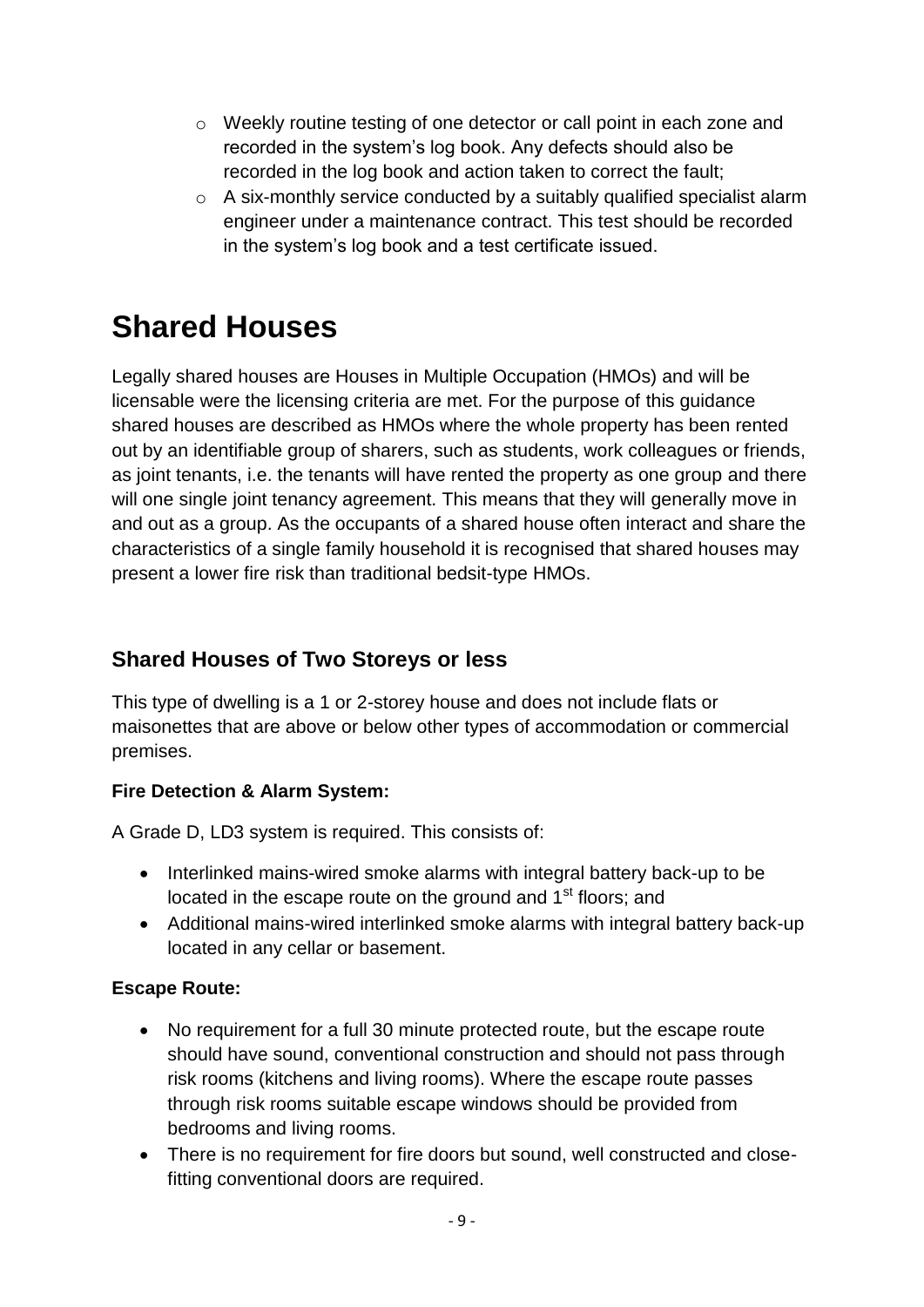- Weekly routine testing of one detector or call point in each zone and recorded in the system's log book. Any defects should also be recorded in the log book and action taken to correct the fault;
- A six-monthly service conducted by a suitably qualified specialist alarm engineer under a maintenance contract. This test should be recorded in the system's log book and a test certificate issued.

# Shared Houses

Legally shared houses are Houses in Multiple Occupation (HMOs) and will be licensable were the licensing criteria are met. For the purpose of this guidance shared houses are described as HMOs where the whole property has been rented out by an identifiable group of sharers, such as students, work colleagues or friends, as joint tenants, i.e. the tenants will have rented the property as one group and there will one single joint tenancy agreement. This means that they will generally move in and out as a group. As the occupants of a shared house often interact and share the characteristics of a single family household it is recognised that shared houses may present a lower fire risk than traditional bedsit-type HMOs.

## Shared Houses of Two Storeys or less

This type of dwelling is a 1 or 2-storey house and does not include flats or maisonettes that are above or below other types of accommodation or commercial premises.

**Fire Detection & Alarm System:**

A Grade D, LD3 system is required. This consists of:

- Interlinked mains-wired smoke alarms with integral battery back-up to be located in the escape route on the ground and 1st floors; and
- Additional mains-wired interlinked smoke alarms with integral battery back-up located in any cellar or basement.

**Escape Route:**

- No requirement for a full 30 minute protected route, but the escape route should have sound, conventional construction and should not pass through risk rooms (kitchens and living rooms). Where the escape route passes through risk rooms suitable escape windows should be provided from bedrooms and living rooms.
- There is no requirement for fire doors but sound, well constructed and close-fitting conventional doors are required.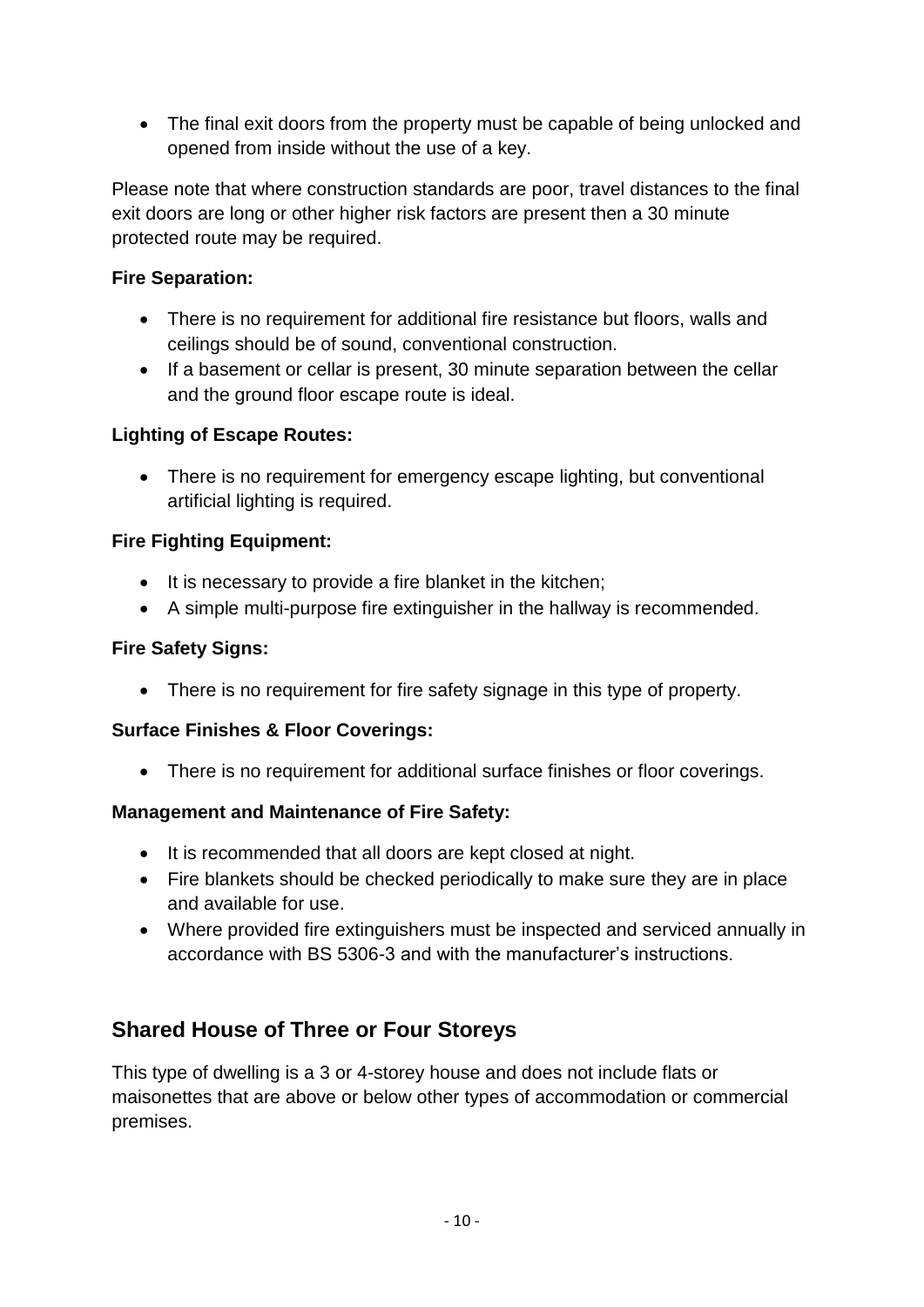- The final exit doors from the property must be capable of being unlocked and opened from inside without the use of a key.

Please note that where construction standards are poor, travel distances to the final exit doors are long or other higher risk factors are present then a 30 minute protected route may be required.

**Fire Separation:**

- There is no requirement for additional fire resistance but floors, walls and ceilings should be of sound, conventional construction.
- If a basement or cellar is present, 30 minute separation between the cellar and the ground floor escape route is ideal.

**Lighting of Escape Routes:**

- There is no requirement for emergency escape lighting, but conventional artificial lighting is required.

**Fire Fighting Equipment:**

- It is necessary to provide a fire blanket in the kitchen;
- A simple multi-purpose fire extinguisher in the hallway is recommended.

**Fire Safety Signs:**

- There is no requirement for fire safety signage in this type of property.

**Surface Finishes & Floor Coverings:**

- There is no requirement for additional surface finishes or floor coverings.

**Management and Maintenance of Fire Safety:**

- It is recommended that all doors are kept closed at night.
- Fire blankets should be checked periodically to make sure they are in place and available for use.
- Where provided fire extinguishers must be inspected and serviced annually in accordance with BS 5306-3 and with the manufacturer's instructions.

## Shared House of Three or Four Storeys

This type of dwelling is a 3 or 4-storey house and does not include flats or maisonettes that are above or below other types of accommodation or commercial premises.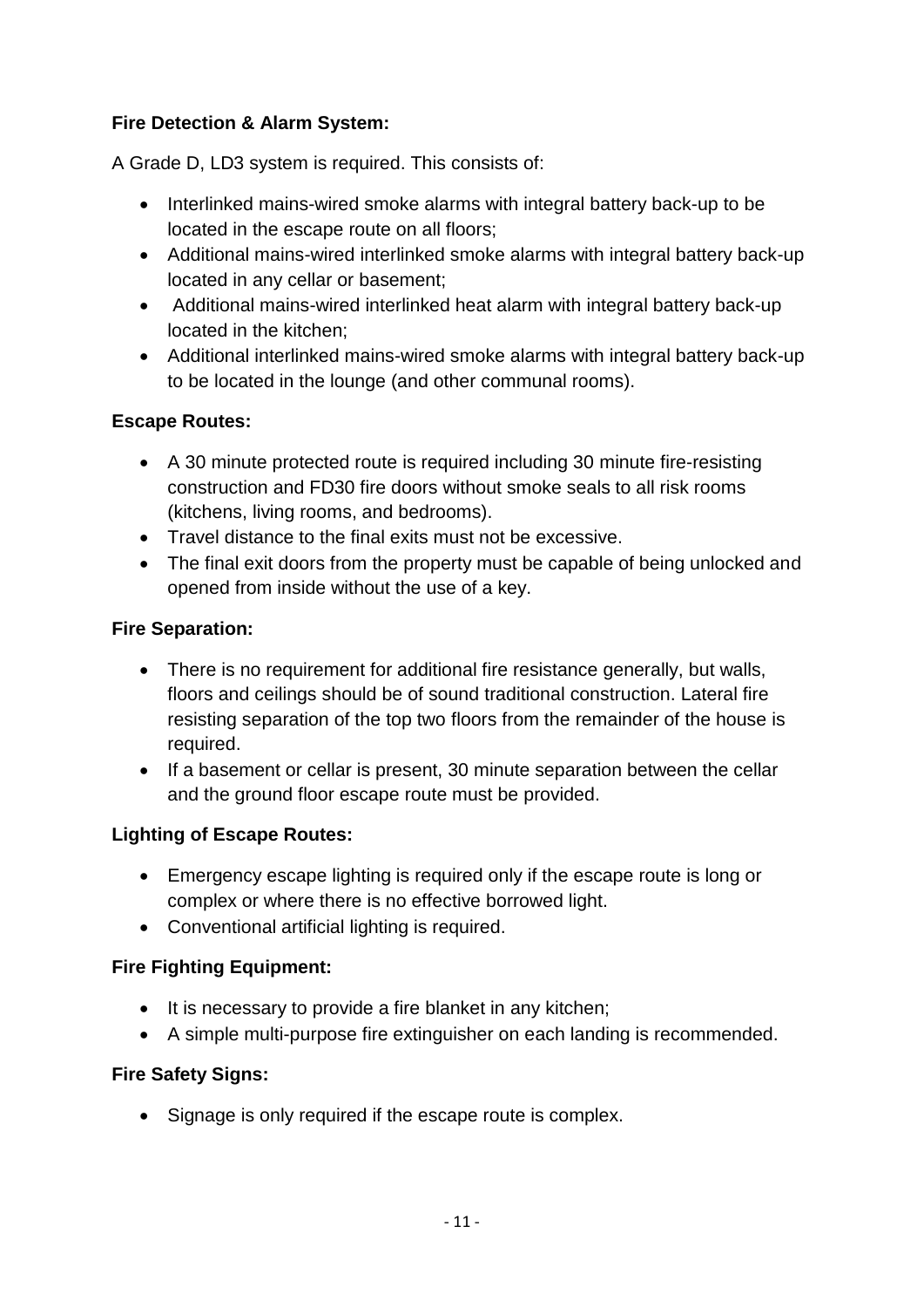**Fire Detection & Alarm System:**

A Grade D, LD3 system is required. This consists of:

- Interlinked mains-wired smoke alarms with integral battery back-up to be located in the escape route on all floors;
- Additional mains-wired interlinked smoke alarms with integral battery back-up located in any cellar or basement;
- Additional mains-wired interlinked heat alarm with integral battery back-up located in the kitchen;
- Additional interlinked mains-wired smoke alarms with integral battery back-up to be located in the lounge (and other communal rooms).

**Escape Routes:**

- A 30 minute protected route is required including 30 minute fire-resisting construction and FD30 fire doors without smoke seals to all risk rooms (kitchens, living rooms, and bedrooms).
- Travel distance to the final exits must not be excessive.
- The final exit doors from the property must be capable of being unlocked and opened from inside without the use of a key.

**Fire Separation:**

- There is no requirement for additional fire resistance generally, but walls, floors and ceilings should be of sound traditional construction. Lateral fire resisting separation of the top two floors from the remainder of the house is required.
- If a basement or cellar is present, 30 minute separation between the cellar and the ground floor escape route must be provided.

**Lighting of Escape Routes:**

- Emergency escape lighting is required only if the escape route is long or complex or where there is no effective borrowed light.
- Conventional artificial lighting is required.

**Fire Fighting Equipment:**

- It is necessary to provide a fire blanket in any kitchen;
- A simple multi-purpose fire extinguisher on each landing is recommended.

**Fire Safety Signs:**

- Signage is only required if the escape route is complex.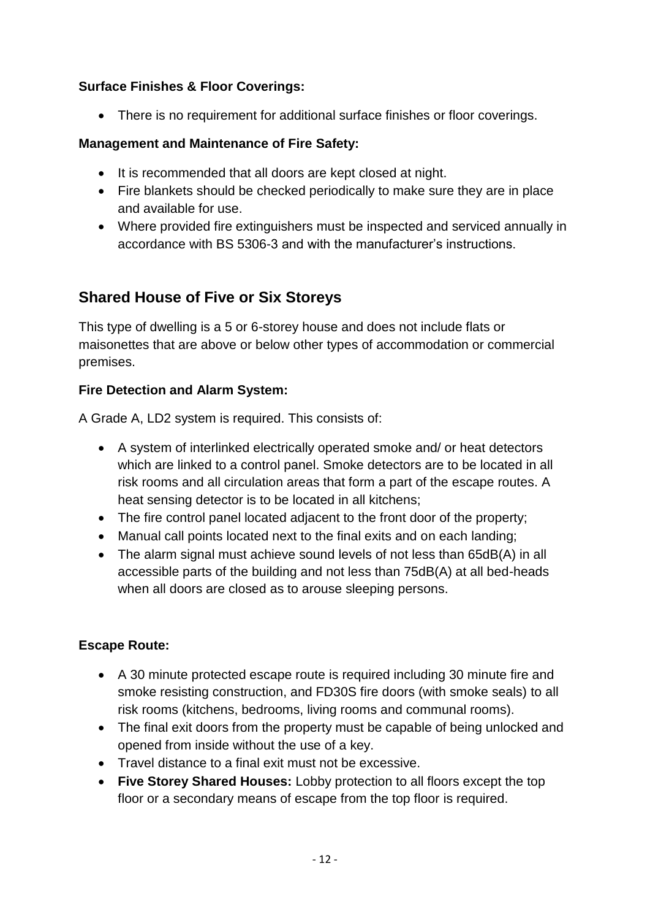**Surface Finishes & Floor Coverings:**

- There is no requirement for additional surface finishes or floor coverings.

**Management and Maintenance of Fire Safety:**

- It is recommended that all doors are kept closed at night.
- Fire blankets should be checked periodically to make sure they are in place and available for use.
- Where provided fire extinguishers must be inspected and serviced annually in accordance with BS 5306-3 and with the manufacturer's instructions.

## Shared House of Five or Six Storeys

This type of dwelling is a 5 or 6-storey house and does not include flats or maisonettes that are above or below other types of accommodation or commercial premises.

**Fire Detection and Alarm System:**

A Grade A, LD2 system is required. This consists of:

- A system of interlinked electrically operated smoke and/ or heat detectors which are linked to a control panel. Smoke detectors are to be located in all risk rooms and all circulation areas that form a part of the escape routes. A heat sensing detector is to be located in all kitchens;
- The fire control panel located adjacent to the front door of the property;
- Manual call points located next to the final exits and on each landing;
- The alarm signal must achieve sound levels of not less than 65dB(A) in all accessible parts of the building and not less than 75dB(A) at all bed-heads when all doors are closed as to arouse sleeping persons.

**Escape Route:**

- A 30 minute protected escape route is required including 30 minute fire and smoke resisting construction, and FD30S fire doors (with smoke seals) to all risk rooms (kitchens, bedrooms, living rooms and communal rooms).
- The final exit doors from the property must be capable of being unlocked and opened from inside without the use of a key.
- Travel distance to a final exit must not be excessive.
- **Five Storey Shared Houses:** Lobby protection to all floors except the top floor or a secondary means of escape from the top floor is required.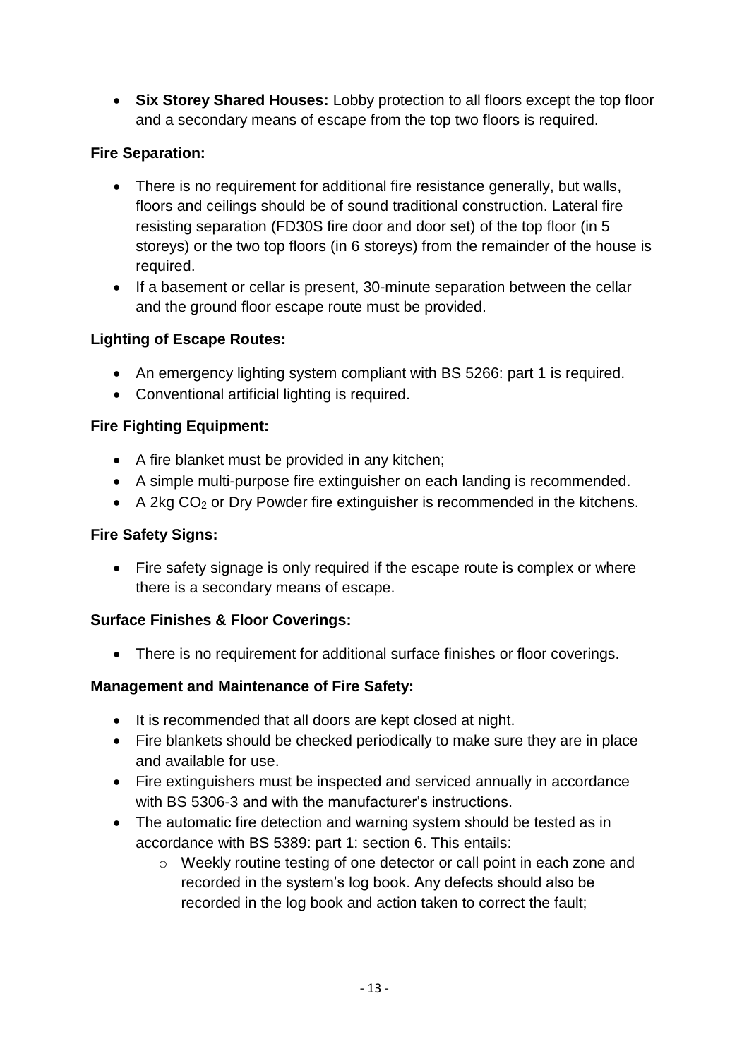- **Six Storey Shared Houses:** Lobby protection to all floors except the top floor and a secondary means of escape from the top two floors is required.

**Fire Separation:**

- There is no requirement for additional fire resistance generally, but walls, floors and ceilings should be of sound traditional construction. Lateral fire resisting separation (FD30S fire door and door set) of the top floor (in 5 storeys) or the two top floors (in 6 storeys) from the remainder of the house is required.
- If a basement or cellar is present, 30-minute separation between the cellar and the ground floor escape route must be provided.

**Lighting of Escape Routes:**

- An emergency lighting system compliant with BS 5266: part 1 is required.
- Conventional artificial lighting is required.

**Fire Fighting Equipment:**

- A fire blanket must be provided in any kitchen;
- A simple multi-purpose fire extinguisher on each landing is recommended.
- A 2kg $CO_2$ or Dry Powder fire extinguisher is recommended in the kitchens.

**Fire Safety Signs:**

- Fire safety signage is only required if the escape route is complex or where there is a secondary means of escape.

**Surface Finishes & Floor Coverings:**

- There is no requirement for additional surface finishes or floor coverings.

**Management and Maintenance of Fire Safety:**

- It is recommended that all doors are kept closed at night.
- Fire blankets should be checked periodically to make sure they are in place and available for use.
- Fire extinguishers must be inspected and serviced annually in accordance with BS 5306-3 and with the manufacturer's instructions.
- The automatic fire detection and warning system should be tested as in accordance with BS 5389: part 1: section 6. This entails:
  - Weekly routine testing of one detector or call point in each zone and recorded in the system's log book. Any defects should also be recorded in the log book and action taken to correct the fault;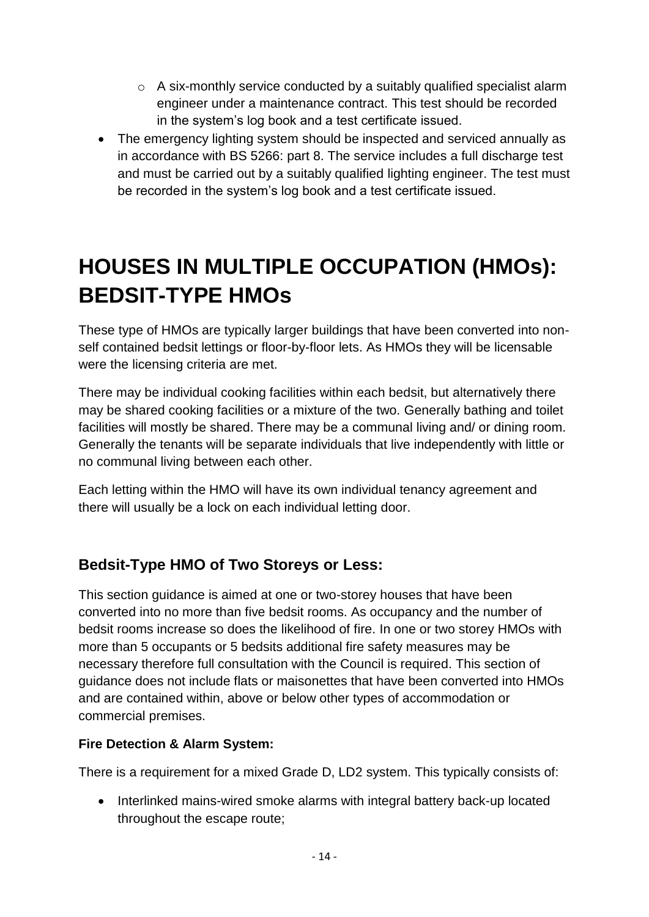- A six-monthly service conducted by a suitably qualified specialist alarm engineer under a maintenance contract. This test should be recorded in the system's log book and a test certificate issued.
- The emergency lighting system should be inspected and serviced annually as in accordance with BS 5266: part 8. The service includes a full discharge test and must be carried out by a suitably qualified lighting engineer. The test must be recorded in the system's log book and a test certificate issued.

# HOUSES IN MULTIPLE OCCUPATION (HMOs): BEDSIT-TYPE HMOs

These type of HMOs are typically larger buildings that have been converted into non-self contained bedsit lettings or floor-by-floor lets. As HMOs they will be licensable were the licensing criteria are met.

There may be individual cooking facilities within each bedsit, but alternatively there may be shared cooking facilities or a mixture of the two. Generally bathing and toilet facilities will mostly be shared. There may be a communal living and/ or dining room. Generally the tenants will be separate individuals that live independently with little or no communal living between each other.

Each letting within the HMO will have its own individual tenancy agreement and there will usually be a lock on each individual letting door.

## Bedsit-Type HMO of Two Storeys or Less:

This section guidance is aimed at one or two-storey houses that have been converted into no more than five bedsit rooms. As occupancy and the number of bedsit rooms increase so does the likelihood of fire. In one or two storey HMOs with more than 5 occupants or 5 bedsits additional fire safety measures may be necessary therefore full consultation with the Council is required. This section of guidance does not include flats or maisonettes that have been converted into HMOs and are contained within, above or below other types of accommodation or commercial premises.

**Fire Detection & Alarm System:**

There is a requirement for a mixed Grade D, LD2 system. This typically consists of:

- Interlinked mains-wired smoke alarms with integral battery back-up located throughout the escape route;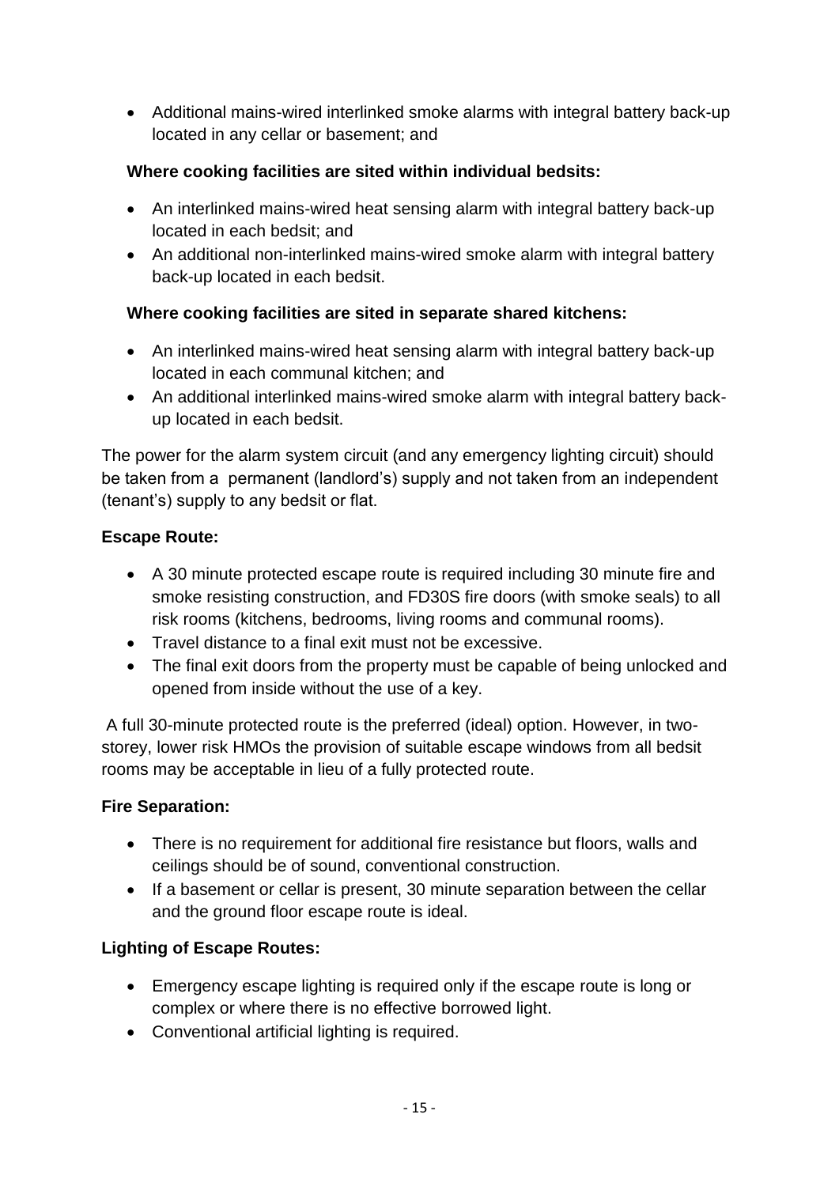- Additional mains-wired interlinked smoke alarms with integral battery back-up located in any cellar or basement; and

**Where cooking facilities are sited within individual bedsits:**

- An interlinked mains-wired heat sensing alarm with integral battery back-up located in each bedsit; and
- An additional non-interlinked mains-wired smoke alarm with integral battery back-up located in each bedsit.

**Where cooking facilities are sited in separate shared kitchens:**

- An interlinked mains-wired heat sensing alarm with integral battery back-up located in each communal kitchen; and
- An additional interlinked mains-wired smoke alarm with integral battery back-up located in each bedsit.

The power for the alarm system circuit (and any emergency lighting circuit) should be taken from a permanent (landlord's) supply and not taken from an independent (tenant's) supply to any bedsit or flat.

**Escape Route:**

- A 30 minute protected escape route is required including 30 minute fire and smoke resisting construction, and FD30S fire doors (with smoke seals) to all risk rooms (kitchens, bedrooms, living rooms and communal rooms).
- Travel distance to a final exit must not be excessive.
- The final exit doors from the property must be capable of being unlocked and opened from inside without the use of a key.

A full 30-minute protected route is the preferred (ideal) option. However, in two-storey, lower risk HMOs the provision of suitable escape windows from all bedsit rooms may be acceptable in lieu of a fully protected route.

**Fire Separation:**

- There is no requirement for additional fire resistance but floors, walls and ceilings should be of sound, conventional construction.
- If a basement or cellar is present, 30 minute separation between the cellar and the ground floor escape route is ideal.

**Lighting of Escape Routes:**

- Emergency escape lighting is required only if the escape route is long or complex or where there is no effective borrowed light.
- Conventional artificial lighting is required.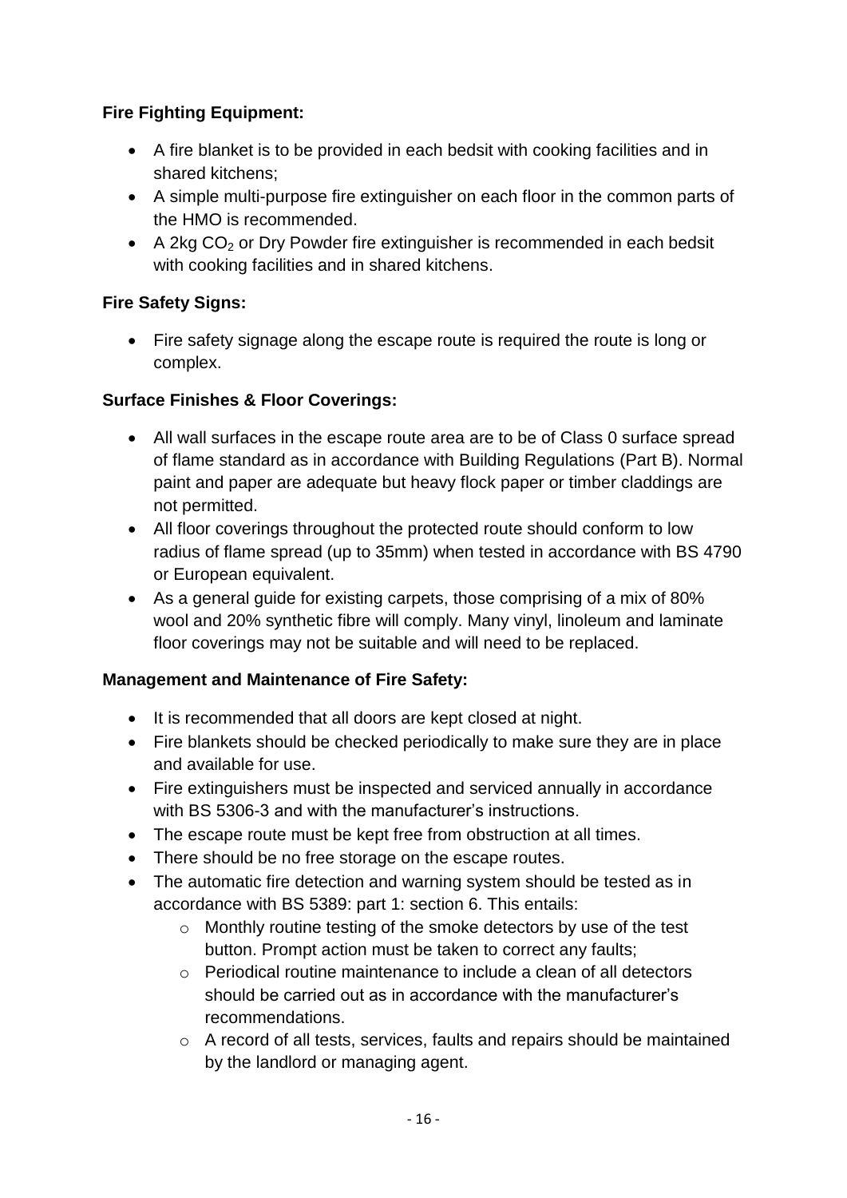**Fire Fighting Equipment:**

- A fire blanket is to be provided in each bedsit with cooking facilities and in shared kitchens;
- A simple multi-purpose fire extinguisher on each floor in the common parts of the HMO is recommended.
- A 2kg $CO_2$ or Dry Powder fire extinguisher is recommended in each bedsit with cooking facilities and in shared kitchens.

**Fire Safety Signs:**

- Fire safety signage along the escape route is required the route is long or complex.

**Surface Finishes & Floor Coverings:**

- All wall surfaces in the escape route area are to be of Class 0 surface spread of flame standard as in accordance with Building Regulations (Part B). Normal paint and paper are adequate but heavy flock paper or timber claddings are not permitted.
- All floor coverings throughout the protected route should conform to low radius of flame spread (up to 35mm) when tested in accordance with BS 4790 or European equivalent.
- As a general guide for existing carpets, those comprising of a mix of 80% wool and 20% synthetic fibre will comply. Many vinyl, linoleum and laminate floor coverings may not be suitable and will need to be replaced.

**Management and Maintenance of Fire Safety:**

- It is recommended that all doors are kept closed at night.
- Fire blankets should be checked periodically to make sure they are in place and available for use.
- Fire extinguishers must be inspected and serviced annually in accordance with BS 5306-3 and with the manufacturer's instructions.
- The escape route must be kept free from obstruction at all times.
- There should be no free storage on the escape routes.
- The automatic fire detection and warning system should be tested as in accordance with BS 5389: part 1: section 6. This entails:
  - Monthly routine testing of the smoke detectors by use of the test button. Prompt action must be taken to correct any faults;
  - Periodical routine maintenance to include a clean of all detectors should be carried out as in accordance with the manufacturer's recommendations.
  - A record of all tests, services, faults and repairs should be maintained by the landlord or managing agent.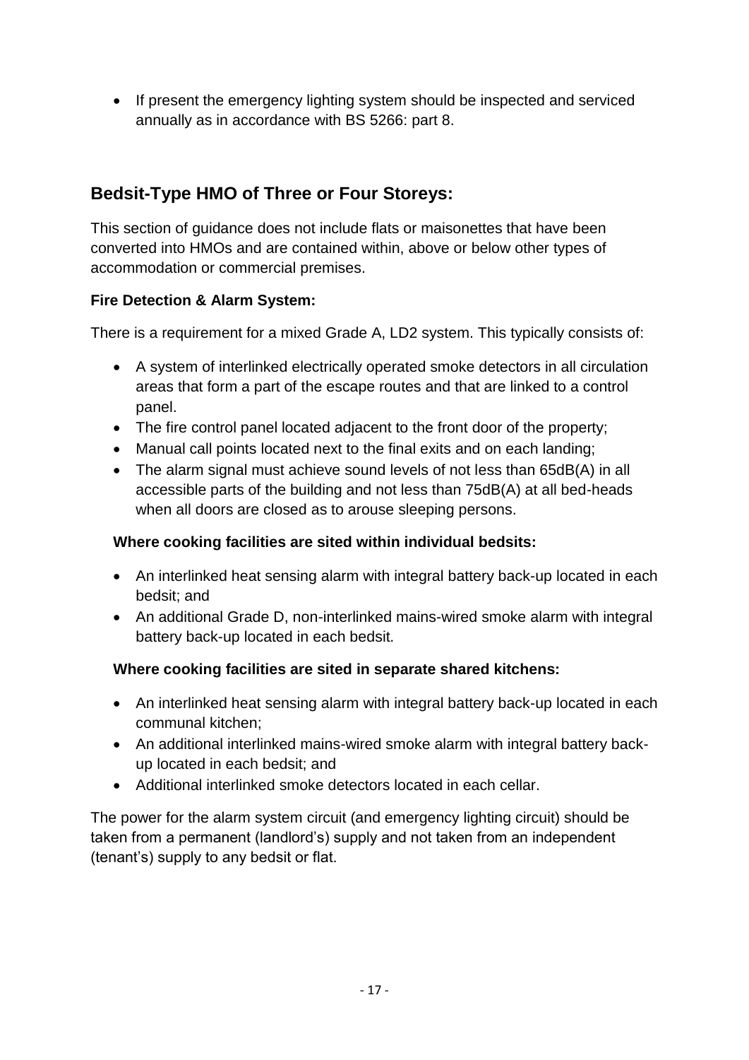- If present the emergency lighting system should be inspected and serviced annually as in accordance with BS 5266: part 8.

## Bedsit-Type HMO of Three or Four Storeys:

This section of guidance does not include flats or maisonettes that have been converted into HMOs and are contained within, above or below other types of accommodation or commercial premises.

**Fire Detection & Alarm System:**

There is a requirement for a mixed Grade A, LD2 system. This typically consists of:

- A system of interlinked electrically operated smoke detectors in all circulation areas that form a part of the escape routes and that are linked to a control panel.
- The fire control panel located adjacent to the front door of the property;
- Manual call points located next to the final exits and on each landing;
- The alarm signal must achieve sound levels of not less than 65dB(A) in all accessible parts of the building and not less than 75dB(A) at all bed-heads when all doors are closed as to arouse sleeping persons.

**Where cooking facilities are sited within individual bedsits:**

- An interlinked heat sensing alarm with integral battery back-up located in each bedsit; and
- An additional Grade D, non-interlinked mains-wired smoke alarm with integral battery back-up located in each bedsit.

**Where cooking facilities are sited in separate shared kitchens:**

- An interlinked heat sensing alarm with integral battery back-up located in each communal kitchen;
- An additional interlinked mains-wired smoke alarm with integral battery back-up located in each bedsit; and
- Additional interlinked smoke detectors located in each cellar.

The power for the alarm system circuit (and emergency lighting circuit) should be taken from a permanent (landlord's) supply and not taken from an independent (tenant's) supply to any bedsit or flat.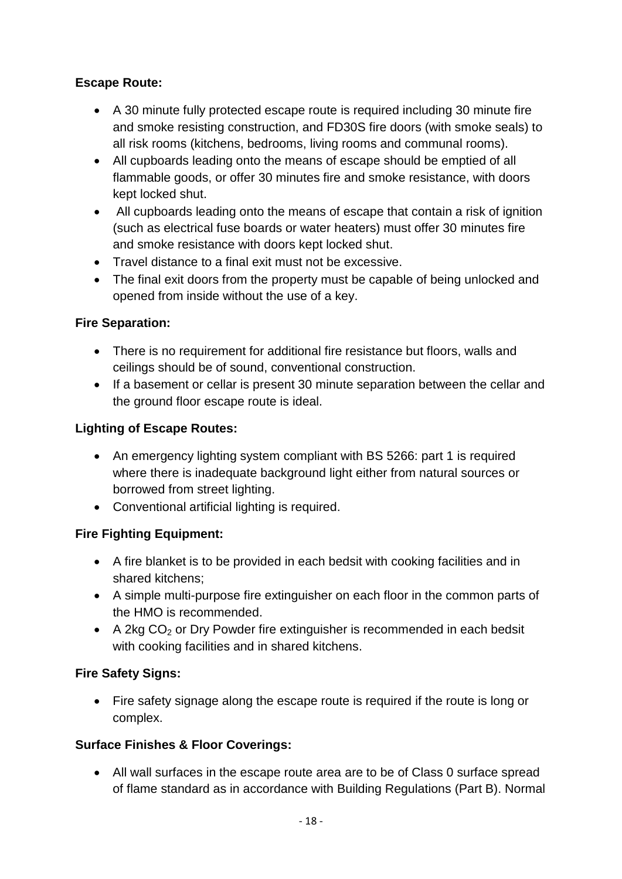**Escape Route:**

- A 30 minute fully protected escape route is required including 30 minute fire and smoke resisting construction, and FD30S fire doors (with smoke seals) to all risk rooms (kitchens, bedrooms, living rooms and communal rooms).
- All cupboards leading onto the means of escape should be emptied of all flammable goods, or offer 30 minutes fire and smoke resistance, with doors kept locked shut.
- All cupboards leading onto the means of escape that contain a risk of ignition (such as electrical fuse boards or water heaters) must offer 30 minutes fire and smoke resistance with doors kept locked shut.
- Travel distance to a final exit must not be excessive.
- The final exit doors from the property must be capable of being unlocked and opened from inside without the use of a key.

**Fire Separation:**

- There is no requirement for additional fire resistance but floors, walls and ceilings should be of sound, conventional construction.
- If a basement or cellar is present 30 minute separation between the cellar and the ground floor escape route is ideal.

**Lighting of Escape Routes:**

- An emergency lighting system compliant with BS 5266: part 1 is required where there is inadequate background light either from natural sources or borrowed from street lighting.
- Conventional artificial lighting is required.

**Fire Fighting Equipment:**

- A fire blanket is to be provided in each bedsit with cooking facilities and in shared kitchens;
- A simple multi-purpose fire extinguisher on each floor in the common parts of the HMO is recommended.
- A 2kg $CO_2$ or Dry Powder fire extinguisher is recommended in each bedsit with cooking facilities and in shared kitchens.

**Fire Safety Signs:**

- Fire safety signage along the escape route is required if the route is long or complex.

**Surface Finishes & Floor Coverings:**

- All wall surfaces in the escape route area are to be of Class 0 surface spread of flame standard as in accordance with Building Regulations (Part B). Normal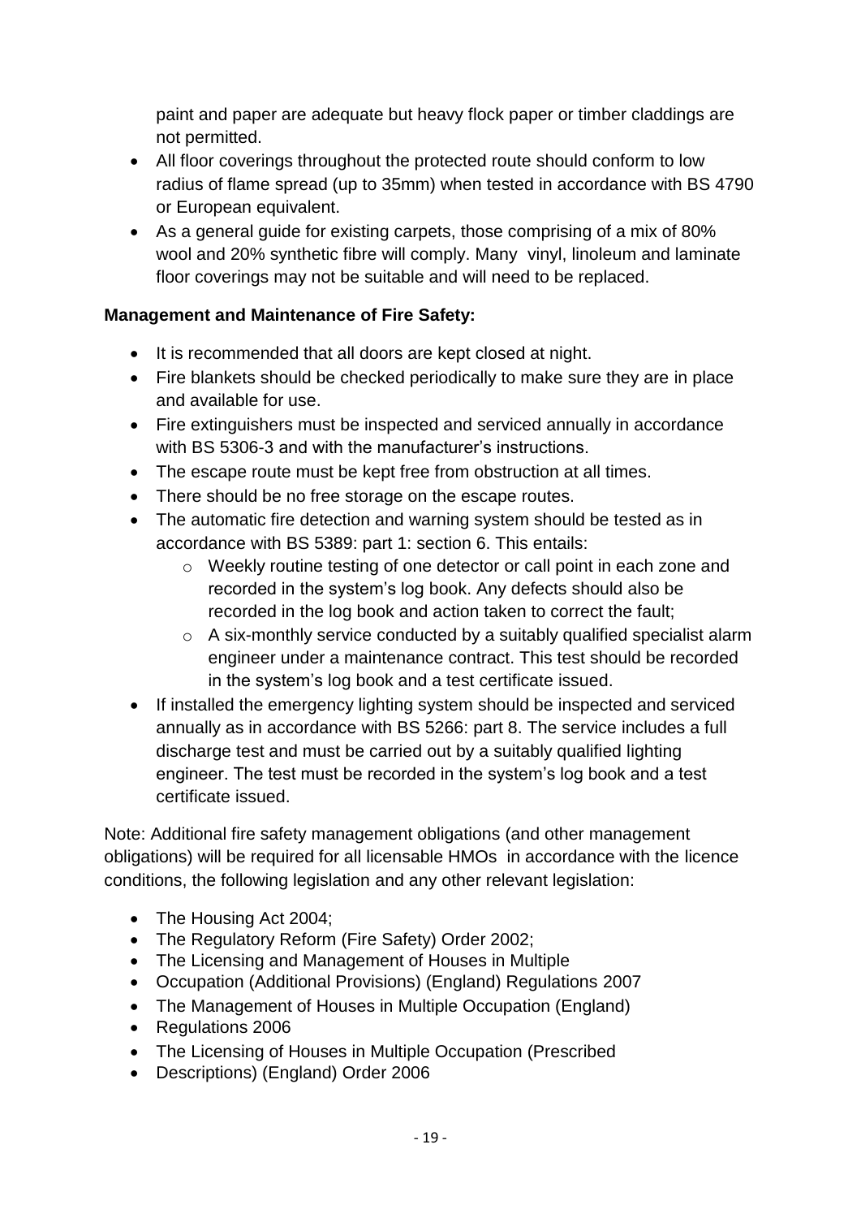paint and paper are adequate but heavy flock paper or timber claddings are not permitted.

- All floor coverings throughout the protected route should conform to low radius of flame spread (up to 35mm) when tested in accordance with BS 4790 or European equivalent.
- As a general guide for existing carpets, those comprising of a mix of 80% wool and 20% synthetic fibre will comply. Many vinyl, linoleum and laminate floor coverings may not be suitable and will need to be replaced.

**Management and Maintenance of Fire Safety:**

- It is recommended that all doors are kept closed at night.
- Fire blankets should be checked periodically to make sure they are in place and available for use.
- Fire extinguishers must be inspected and serviced annually in accordance with BS 5306-3 and with the manufacturer's instructions.
- The escape route must be kept free from obstruction at all times.
- There should be no free storage on the escape routes.
- The automatic fire detection and warning system should be tested as in accordance with BS 5389: part 1: section 6. This entails:
  - Weekly routine testing of one detector or call point in each zone and recorded in the system's log book. Any defects should also be recorded in the log book and action taken to correct the fault;
  - A six-monthly service conducted by a suitably qualified specialist alarm engineer under a maintenance contract. This test should be recorded in the system's log book and a test certificate issued.
- If installed the emergency lighting system should be inspected and serviced annually as in accordance with BS 5266: part 8. The service includes a full discharge test and must be carried out by a suitably qualified lighting engineer. The test must be recorded in the system's log book and a test certificate issued.

Note: Additional fire safety management obligations (and other management obligations) will be required for all licensable HMOs in accordance with the licence conditions, the following legislation and any other relevant legislation:

- The Housing Act 2004;
- The Regulatory Reform (Fire Safety) Order 2002;
- The Licensing and Management of Houses in Multiple
- Occupation (Additional Provisions) (England) Regulations 2007
- The Management of Houses in Multiple Occupation (England)
- Regulations 2006
- The Licensing of Houses in Multiple Occupation (Prescribed
- Descriptions) (England) Order 2006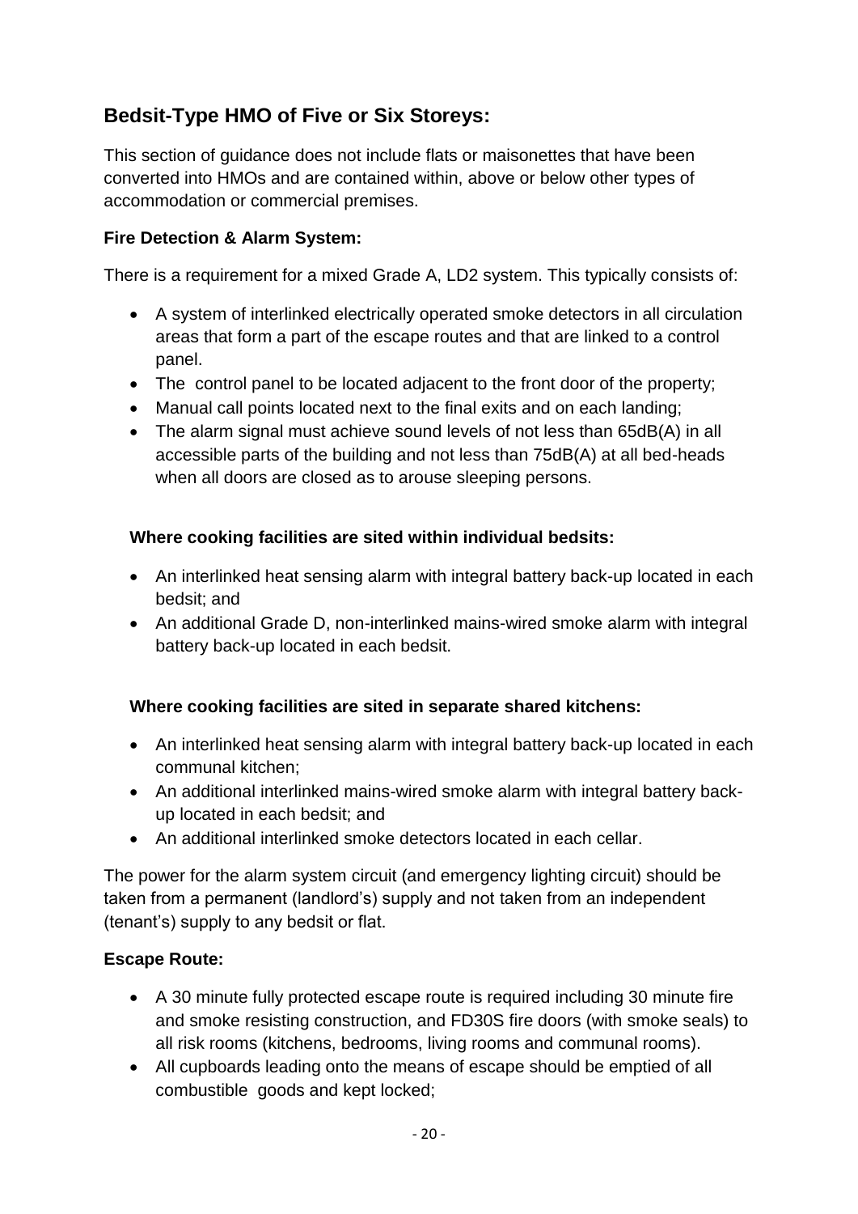## Bedsit-Type HMO of Five or Six Storeys:

This section of guidance does not include flats or maisonettes that have been converted into HMOs and are contained within, above or below other types of accommodation or commercial premises.

### Fire Detection & Alarm System:

There is a requirement for a mixed Grade A, LD2 system. This typically consists of:

- A system of interlinked electrically operated smoke detectors in all circulation areas that form a part of the escape routes and that are linked to a control panel.
- The control panel to be located adjacent to the front door of the property;
- Manual call points located next to the final exits and on each landing;
- The alarm signal must achieve sound levels of not less than 65dB(A) in all accessible parts of the building and not less than 75dB(A) at all bed-heads when all doors are closed as to arouse sleeping persons.

#### Where cooking facilities are sited within individual bedsits:

- An interlinked heat sensing alarm with integral battery back-up located in each bedsit; and
- An additional Grade D, non-interlinked mains-wired smoke alarm with integral battery back-up located in each bedsit.

#### Where cooking facilities are sited in separate shared kitchens:

- An interlinked heat sensing alarm with integral battery back-up located in each communal kitchen;
- An additional interlinked mains-wired smoke alarm with integral battery back-up located in each bedsit; and
- An additional interlinked smoke detectors located in each cellar.

The power for the alarm system circuit (and emergency lighting circuit) should be taken from a permanent (landlord's) supply and not taken from an independent (tenant's) supply to any bedsit or flat.

### Escape Route:

- A 30 minute fully protected escape route is required including 30 minute fire and smoke resisting construction, and FD30S fire doors (with smoke seals) to all risk rooms (kitchens, bedrooms, living rooms and communal rooms).
- All cupboards leading onto the means of escape should be emptied of all combustible goods and kept locked;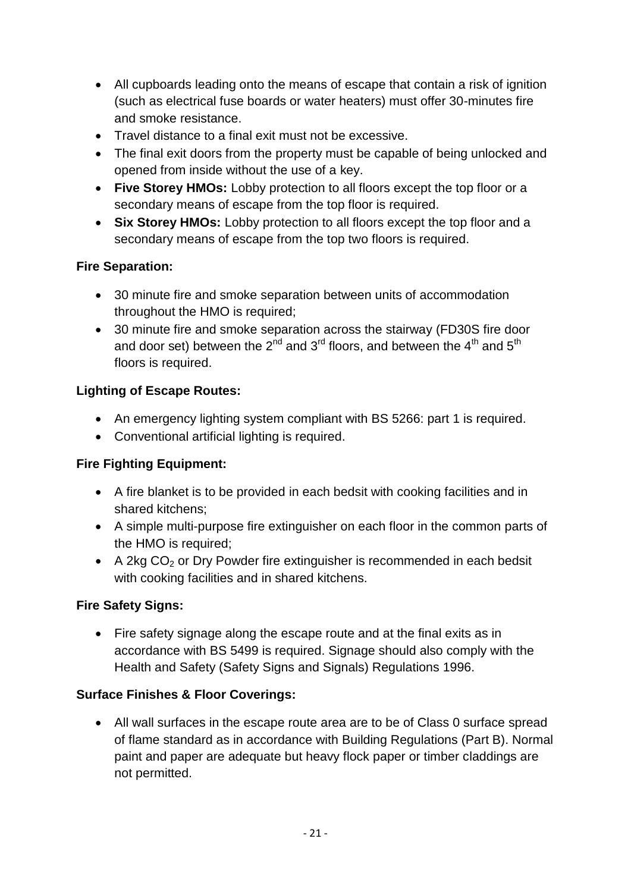- All cupboards leading onto the means of escape that contain a risk of ignition (such as electrical fuse boards or water heaters) must offer 30-minutes fire and smoke resistance.
- Travel distance to a final exit must not be excessive.
- The final exit doors from the property must be capable of being unlocked and opened from inside without the use of a key.
- **Five Storey HMOs:** Lobby protection to all floors except the top floor or a secondary means of escape from the top floor is required.
- **Six Storey HMOs:** Lobby protection to all floors except the top floor and a secondary means of escape from the top two floors is required.

**Fire Separation:**

- 30 minute fire and smoke separation between units of accommodation throughout the HMO is required;
- 30 minute fire and smoke separation across the stairway (FD30S fire door and door set) between the 2nd and 3rd floors, and between the 4th and 5th floors is required.

**Lighting of Escape Routes:**

- An emergency lighting system compliant with BS 5266: part 1 is required.
- Conventional artificial lighting is required.

**Fire Fighting Equipment:**

- A fire blanket is to be provided in each bedsit with cooking facilities and in shared kitchens;
- A simple multi-purpose fire extinguisher on each floor in the common parts of the HMO is required;
- A 2kg $CO_2$ or Dry Powder fire extinguisher is recommended in each bedsit with cooking facilities and in shared kitchens.

**Fire Safety Signs:**

- Fire safety signage along the escape route and at the final exits as in accordance with BS 5499 is required. Signage should also comply with the Health and Safety (Safety Signs and Signals) Regulations 1996.

**Surface Finishes & Floor Coverings:**

- All wall surfaces in the escape route area are to be of Class 0 surface spread of flame standard as in accordance with Building Regulations (Part B). Normal paint and paper are adequate but heavy flock paper or timber claddings are not permitted.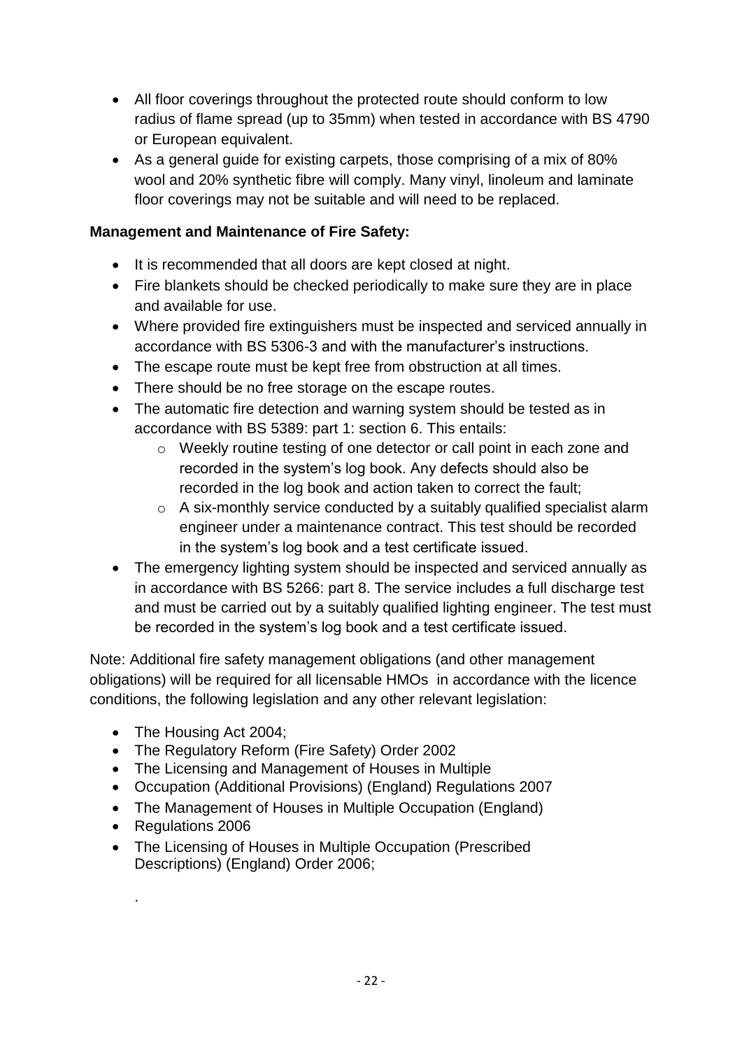- All floor coverings throughout the protected route should conform to low radius of flame spread (up to 35mm) when tested in accordance with BS 4790 or European equivalent.
- As a general guide for existing carpets, those comprising of a mix of 80% wool and 20% synthetic fibre will comply. Many vinyl, linoleum and laminate floor coverings may not be suitable and will need to be replaced.

**Management and Maintenance of Fire Safety:**

- It is recommended that all doors are kept closed at night.
- Fire blankets should be checked periodically to make sure they are in place and available for use.
- Where provided fire extinguishers must be inspected and serviced annually in accordance with BS 5306-3 and with the manufacturer's instructions.
- The escape route must be kept free from obstruction at all times.
- There should be no free storage on the escape routes.
- The automatic fire detection and warning system should be tested as in accordance with BS 5389: part 1: section 6. This entails:
  - Weekly routine testing of one detector or call point in each zone and recorded in the system's log book. Any defects should also be recorded in the log book and action taken to correct the fault;
  - A six-monthly service conducted by a suitably qualified specialist alarm engineer under a maintenance contract. This test should be recorded in the system's log book and a test certificate issued.
- The emergency lighting system should be inspected and serviced annually as in accordance with BS 5266: part 8. The service includes a full discharge test and must be carried out by a suitably qualified lighting engineer. The test must be recorded in the system's log book and a test certificate issued.

Note: Additional fire safety management obligations (and other management obligations) will be required for all licensable HMOs in accordance with the licence conditions, the following legislation and any other relevant legislation:

- The Housing Act 2004;
- The Regulatory Reform (Fire Safety) Order 2002
- The Licensing and Management of Houses in Multiple
- Occupation (Additional Provisions) (England) Regulations 2007
- The Management of Houses in Multiple Occupation (England)
- Regulations 2006
- The Licensing of Houses in Multiple Occupation (Prescribed Descriptions) (England) Order 2006;

.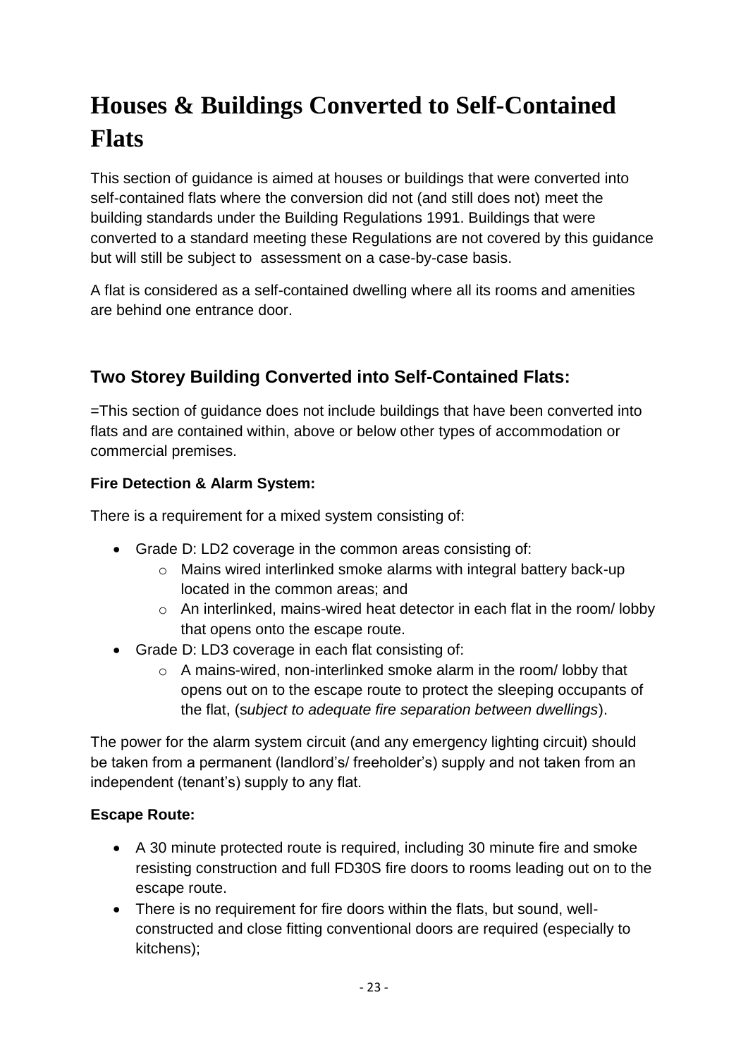# Houses & Buildings Converted to Self-Contained Flats

This section of guidance is aimed at houses or buildings that were converted into self-contained flats where the conversion did not (and still does not) meet the building standards under the Building Regulations 1991. Buildings that were converted to a standard meeting these Regulations are not covered by this guidance but will still be subject to assessment on a case-by-case basis.

A flat is considered as a self-contained dwelling where all its rooms and amenities are behind one entrance door.

## Two Storey Building Converted into Self-Contained Flats:

=This section of guidance does not include buildings that have been converted into flats and are contained within, above or below other types of accommodation or commercial premises.

**Fire Detection & Alarm System:**

There is a requirement for a mixed system consisting of:

- Grade D: LD2 coverage in the common areas consisting of:
  - Mains wired interlinked smoke alarms with integral battery back-up located in the common areas; and
  - An interlinked, mains-wired heat detector in each flat in the room/ lobby that opens onto the escape route.
- Grade D: LD3 coverage in each flat consisting of:
  - A mains-wired, non-interlinked smoke alarm in the room/ lobby that opens out on to the escape route to protect the sleeping occupants of the flat, (*subject to adequate fire separation between dwellings*).

The power for the alarm system circuit (and any emergency lighting circuit) should be taken from a permanent (landlord's/ freeholder's) supply and not taken from an independent (tenant's) supply to any flat.

**Escape Route:**

- A 30 minute protected route is required, including 30 minute fire and smoke resisting construction and full FD30S fire doors to rooms leading out on to the escape route.
- There is no requirement for fire doors within the flats, but sound, well-constructed and close fitting conventional doors are required (especially to kitchens);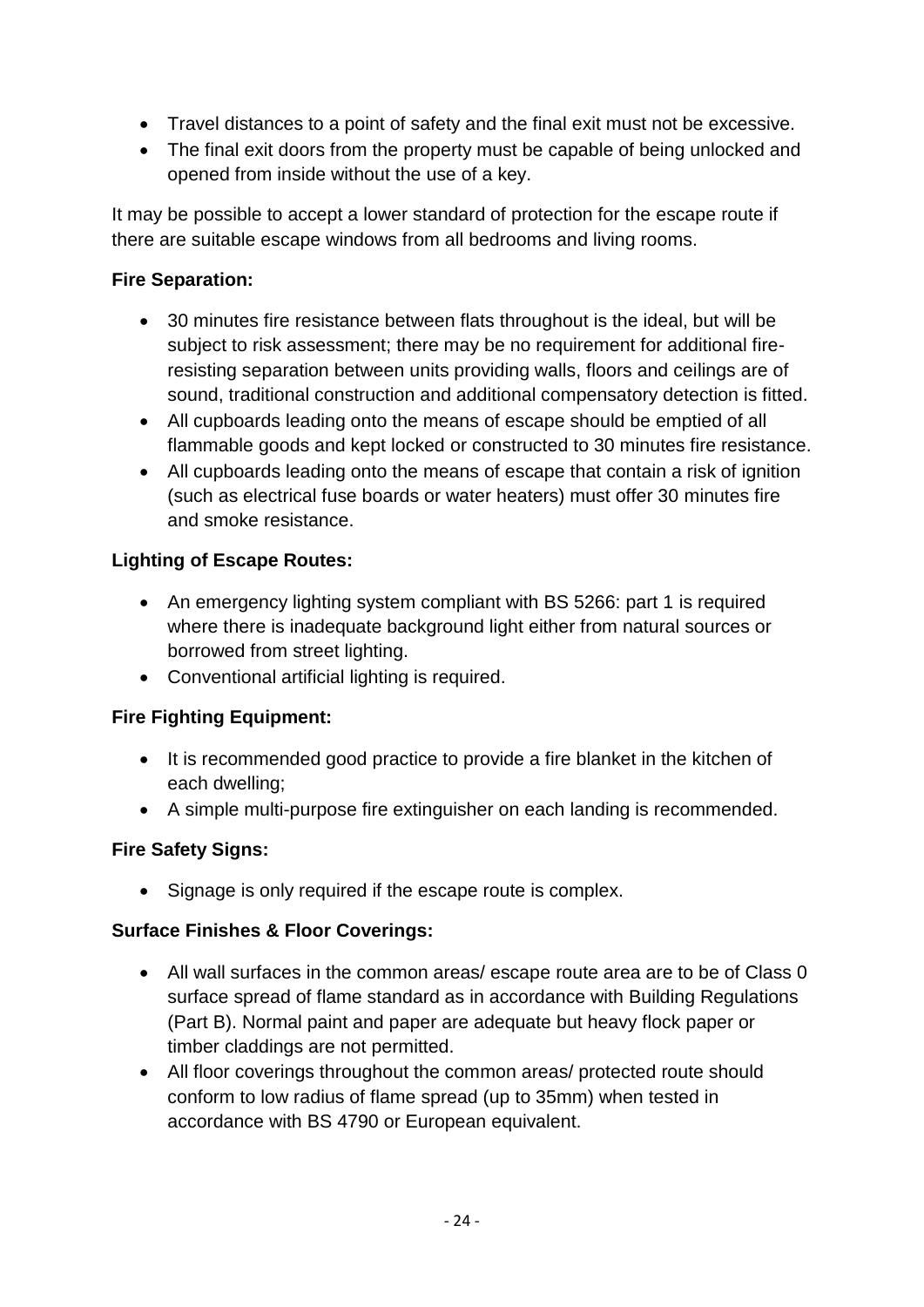- Travel distances to a point of safety and the final exit must not be excessive.
- The final exit doors from the property must be capable of being unlocked and opened from inside without the use of a key.

It may be possible to accept a lower standard of protection for the escape route if there are suitable escape windows from all bedrooms and living rooms.

**Fire Separation:**

- 30 minutes fire resistance between flats throughout is the ideal, but will be subject to risk assessment; there may be no requirement for additional fire-resisting separation between units providing walls, floors and ceilings are of sound, traditional construction and additional compensatory detection is fitted.
- All cupboards leading onto the means of escape should be emptied of all flammable goods and kept locked or constructed to 30 minutes fire resistance.
- All cupboards leading onto the means of escape that contain a risk of ignition (such as electrical fuse boards or water heaters) must offer 30 minutes fire and smoke resistance.

**Lighting of Escape Routes:**

- An emergency lighting system compliant with BS 5266: part 1 is required where there is inadequate background light either from natural sources or borrowed from street lighting.
- Conventional artificial lighting is required.

**Fire Fighting Equipment:**

- It is recommended good practice to provide a fire blanket in the kitchen of each dwelling;
- A simple multi-purpose fire extinguisher on each landing is recommended.

**Fire Safety Signs:**

- Signage is only required if the escape route is complex.

**Surface Finishes & Floor Coverings:**

- All wall surfaces in the common areas/ escape route area are to be of Class 0 surface spread of flame standard as in accordance with Building Regulations (Part B). Normal paint and paper are adequate but heavy flock paper or timber claddings are not permitted.
- All floor coverings throughout the common areas/ protected route should conform to low radius of flame spread (up to 35mm) when tested in accordance with BS 4790 or European equivalent.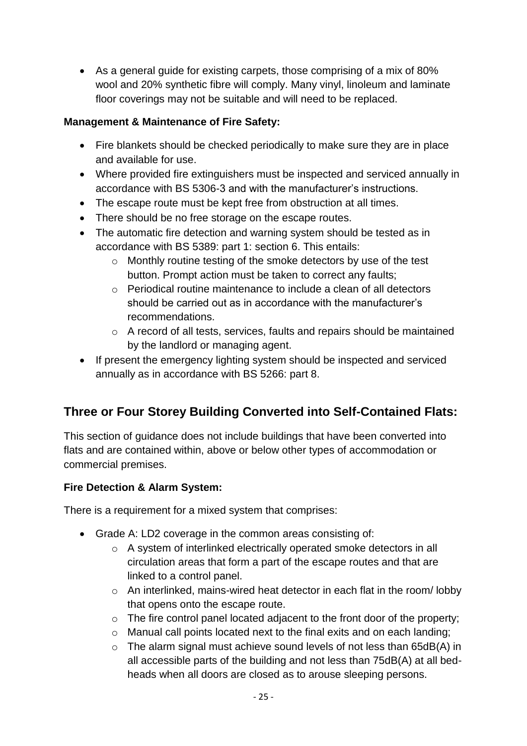- As a general guide for existing carpets, those comprising of a mix of 80% wool and 20% synthetic fibre will comply. Many vinyl, linoleum and laminate floor coverings may not be suitable and will need to be replaced.

**Management & Maintenance of Fire Safety:**

- Fire blankets should be checked periodically to make sure they are in place and available for use.
- Where provided fire extinguishers must be inspected and serviced annually in accordance with BS 5306-3 and with the manufacturer's instructions.
- The escape route must be kept free from obstruction at all times.
- There should be no free storage on the escape routes.
- The automatic fire detection and warning system should be tested as in accordance with BS 5389: part 1: section 6. This entails:
  - Monthly routine testing of the smoke detectors by use of the test button. Prompt action must be taken to correct any faults;
  - Periodical routine maintenance to include a clean of all detectors should be carried out as in accordance with the manufacturer's recommendations.
  - A record of all tests, services, faults and repairs should be maintained by the landlord or managing agent.
- If present the emergency lighting system should be inspected and serviced annually as in accordance with BS 5266: part 8.

## Three or Four Storey Building Converted into Self-Contained Flats:

This section of guidance does not include buildings that have been converted into flats and are contained within, above or below other types of accommodation or commercial premises.

**Fire Detection & Alarm System:**

There is a requirement for a mixed system that comprises:

- Grade A: LD2 coverage in the common areas consisting of:
  - A system of interlinked electrically operated smoke detectors in all circulation areas that form a part of the escape routes and that are linked to a control panel.
  - An interlinked, mains-wired heat detector in each flat in the room/ lobby that opens onto the escape route.
  - The fire control panel located adjacent to the front door of the property;
  - Manual call points located next to the final exits and on each landing;
  - The alarm signal must achieve sound levels of not less than 65dB(A) in all accessible parts of the building and not less than 75dB(A) at all bed-heads when all doors are closed as to arouse sleeping persons.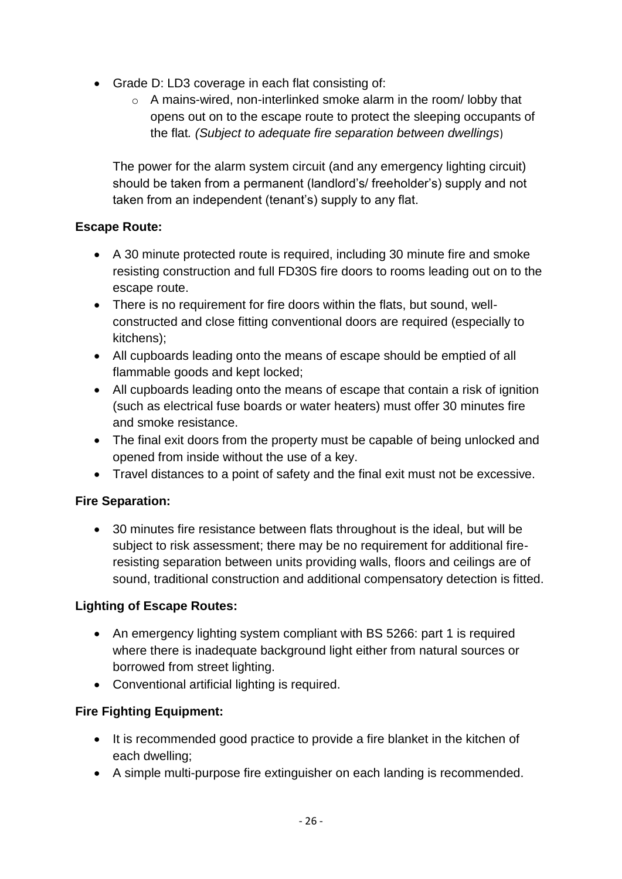- Grade D: LD3 coverage in each flat consisting of:
    - A mains-wired, non-interlinked smoke alarm in the room/ lobby that opens out on to the escape route to protect the sleeping occupants of the flat. *(Subject to adequate fire separation between dwellings)*

The power for the alarm system circuit (and any emergency lighting circuit) should be taken from a permanent (landlord's/ freeholder's) supply and not taken from an independent (tenant's) supply to any flat.

**Escape Route:**

- A 30 minute protected route is required, including 30 minute fire and smoke resisting construction and full FD30S fire doors to rooms leading out on to the escape route.
- There is no requirement for fire doors within the flats, but sound, well-constructed and close fitting conventional doors are required (especially to kitchens);
- All cupboards leading onto the means of escape should be emptied of all flammable goods and kept locked;
- All cupboards leading onto the means of escape that contain a risk of ignition (such as electrical fuse boards or water heaters) must offer 30 minutes fire and smoke resistance.
- The final exit doors from the property must be capable of being unlocked and opened from inside without the use of a key.
- Travel distances to a point of safety and the final exit must not be excessive.

**Fire Separation:**

- 30 minutes fire resistance between flats throughout is the ideal, but will be subject to risk assessment; there may be no requirement for additional fire-resisting separation between units providing walls, floors and ceilings are of sound, traditional construction and additional compensatory detection is fitted.

**Lighting of Escape Routes:**

- An emergency lighting system compliant with BS 5266: part 1 is required where there is inadequate background light either from natural sources or borrowed from street lighting.
- Conventional artificial lighting is required.

**Fire Fighting Equipment:**

- It is recommended good practice to provide a fire blanket in the kitchen of each dwelling;
- A simple multi-purpose fire extinguisher on each landing is recommended.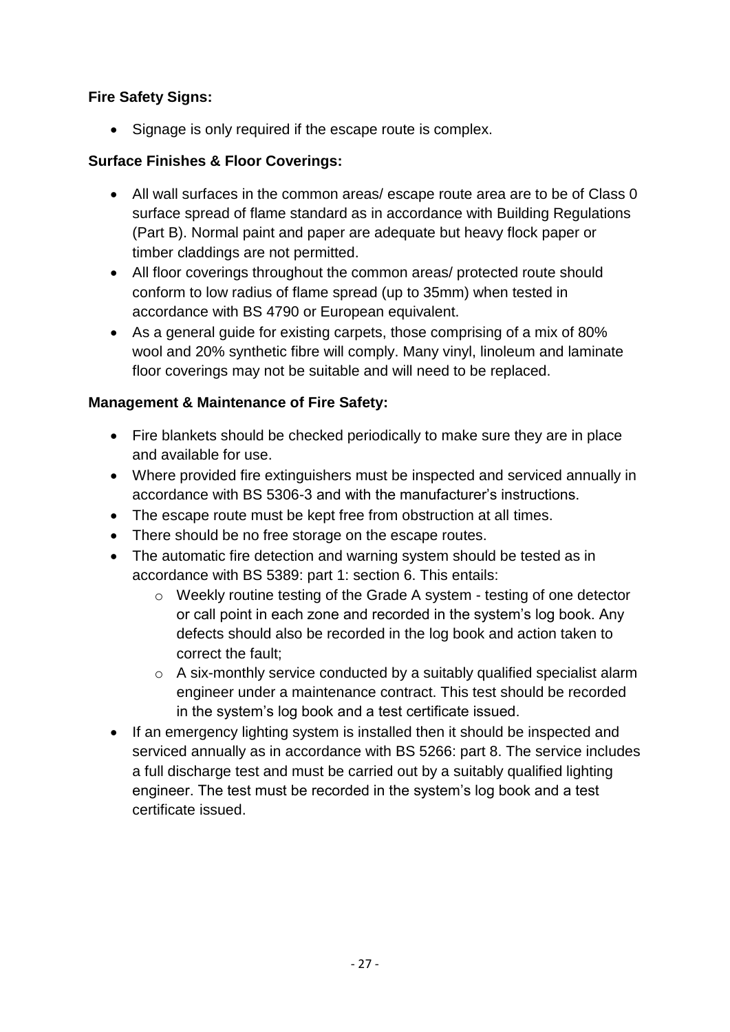**Fire Safety Signs:**

- Signage is only required if the escape route is complex.

**Surface Finishes & Floor Coverings:**

- All wall surfaces in the common areas/ escape route area are to be of Class 0 surface spread of flame standard as in accordance with Building Regulations (Part B). Normal paint and paper are adequate but heavy flock paper or timber claddings are not permitted.
- All floor coverings throughout the common areas/ protected route should conform to low radius of flame spread (up to 35mm) when tested in accordance with BS 4790 or European equivalent.
- As a general guide for existing carpets, those comprising of a mix of 80% wool and 20% synthetic fibre will comply. Many vinyl, linoleum and laminate floor coverings may not be suitable and will need to be replaced.

**Management & Maintenance of Fire Safety:**

- Fire blankets should be checked periodically to make sure they are in place and available for use.
- Where provided fire extinguishers must be inspected and serviced annually in accordance with BS 5306-3 and with the manufacturer's instructions.
- The escape route must be kept free from obstruction at all times.
- There should be no free storage on the escape routes.
- The automatic fire detection and warning system should be tested as in accordance with BS 5389: part 1: section 6. This entails:
  - Weekly routine testing of the Grade A system - testing of one detector or call point in each zone and recorded in the system's log book. Any defects should also be recorded in the log book and action taken to correct the fault;
  - A six-monthly service conducted by a suitably qualified specialist alarm engineer under a maintenance contract. This test should be recorded in the system's log book and a test certificate issued.
- If an emergency lighting system is installed then it should be inspected and serviced annually as in accordance with BS 5266: part 8. The service includes a full discharge test and must be carried out by a suitably qualified lighting engineer. The test must be recorded in the system's log book and a test certificate issued.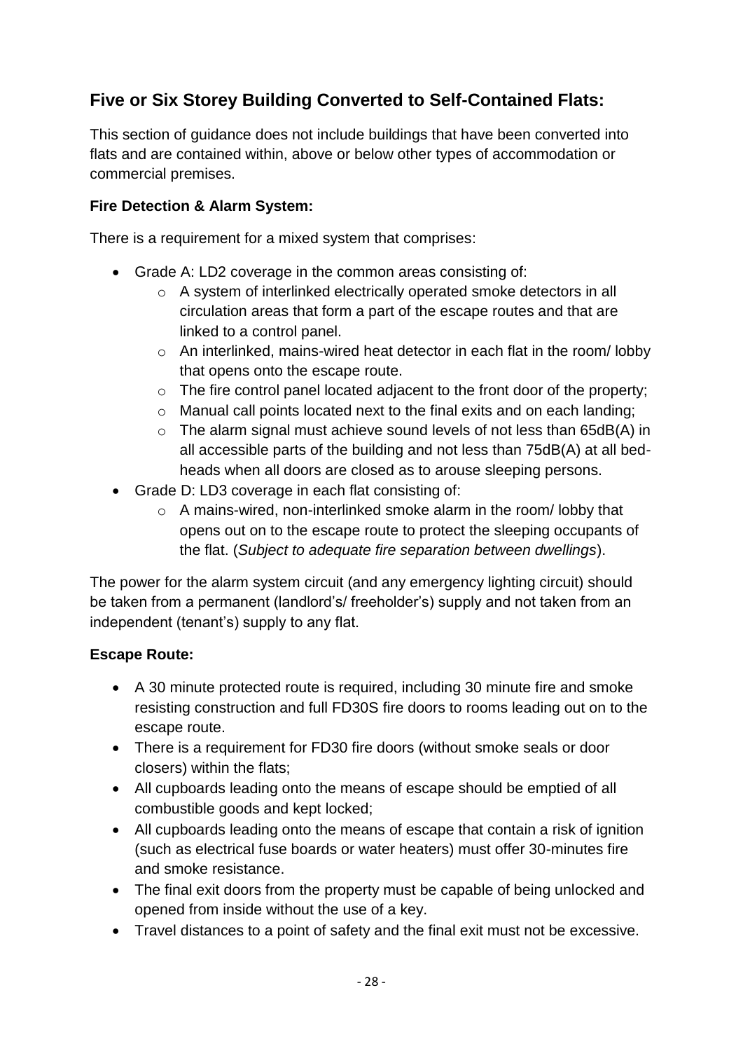## Five or Six Storey Building Converted to Self-Contained Flats:

This section of guidance does not include buildings that have been converted into flats and are contained within, above or below other types of accommodation or commercial premises.

### Fire Detection & Alarm System:

There is a requirement for a mixed system that comprises:

- Grade A: LD2 coverage in the common areas consisting of:
    - A system of interlinked electrically operated smoke detectors in all circulation areas that form a part of the escape routes and that are linked to a control panel.
    - An interlinked, mains-wired heat detector in each flat in the room/ lobby that opens onto the escape route.
    - The fire control panel located adjacent to the front door of the property;
    - Manual call points located next to the final exits and on each landing;
    - The alarm signal must achieve sound levels of not less than 65dB(A) in all accessible parts of the building and not less than 75dB(A) at all bed-heads when all doors are closed as to arouse sleeping persons.
- Grade D: LD3 coverage in each flat consisting of:
    - A mains-wired, non-interlinked smoke alarm in the room/ lobby that opens out on to the escape route to protect the sleeping occupants of the flat. (*Subject to adequate fire separation between dwellings*).

The power for the alarm system circuit (and any emergency lighting circuit) should be taken from a permanent (landlord's/ freeholder's) supply and not taken from an independent (tenant's) supply to any flat.

### Escape Route:

- A 30 minute protected route is required, including 30 minute fire and smoke resisting construction and full FD30S fire doors to rooms leading out on to the escape route.
- There is a requirement for FD30 fire doors (without smoke seals or door closers) within the flats;
- All cupboards leading onto the means of escape should be emptied of all combustible goods and kept locked;
- All cupboards leading onto the means of escape that contain a risk of ignition (such as electrical fuse boards or water heaters) must offer 30-minutes fire and smoke resistance.
- The final exit doors from the property must be capable of being unlocked and opened from inside without the use of a key.
- Travel distances to a point of safety and the final exit must not be excessive.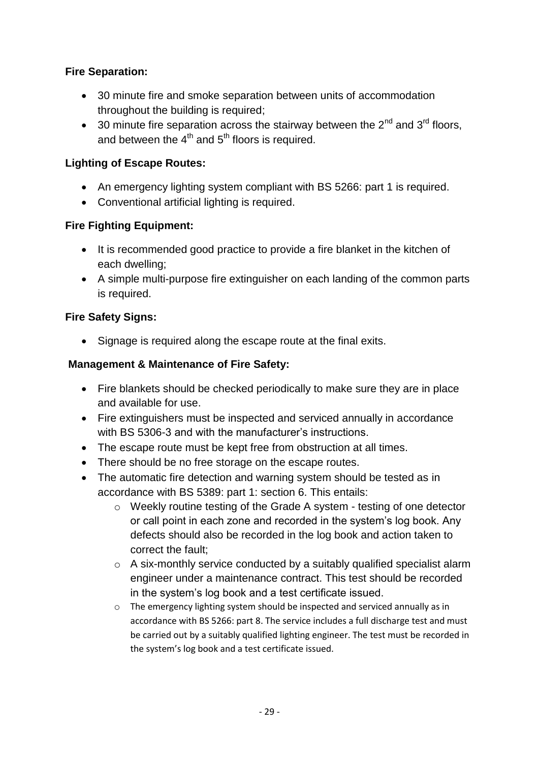**Fire Separation:**

- 30 minute fire and smoke separation between units of accommodation throughout the building is required;
- 30 minute fire separation across the stairway between the 2nd and 3rd floors, and between the 4th and 5th floors is required.

**Lighting of Escape Routes:**

- An emergency lighting system compliant with BS 5266: part 1 is required.
- Conventional artificial lighting is required.

**Fire Fighting Equipment:**

- It is recommended good practice to provide a fire blanket in the kitchen of each dwelling;
- A simple multi-purpose fire extinguisher on each landing of the common parts is required.

**Fire Safety Signs:**

- Signage is required along the escape route at the final exits.

**Management & Maintenance of Fire Safety:**

- Fire blankets should be checked periodically to make sure they are in place and available for use.
- Fire extinguishers must be inspected and serviced annually in accordance with BS 5306-3 and with the manufacturer's instructions.
- The escape route must be kept free from obstruction at all times.
- There should be no free storage on the escape routes.
- The automatic fire detection and warning system should be tested as in accordance with BS 5389: part 1: section 6. This entails:
  - Weekly routine testing of the Grade A system - testing of one detector or call point in each zone and recorded in the system's log book. Any defects should also be recorded in the log book and action taken to correct the fault;
  - A six-monthly service conducted by a suitably qualified specialist alarm engineer under a maintenance contract. This test should be recorded in the system's log book and a test certificate issued.
  - The emergency lighting system should be inspected and serviced annually as in accordance with BS 5266: part 8. The service includes a full discharge test and must be carried out by a suitably qualified lighting engineer. The test must be recorded in the system's log book and a test certificate issued.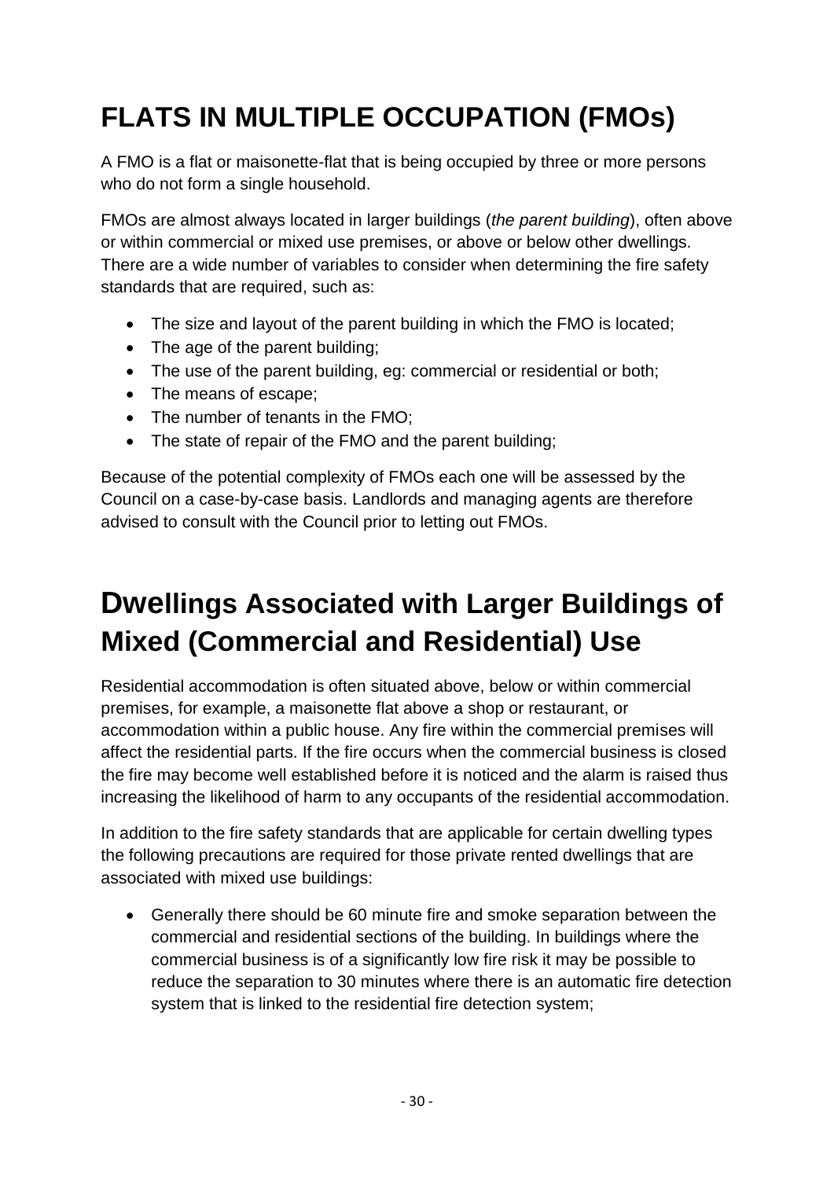# FLATS IN MULTIPLE OCCUPATION (FMOs)

A FMO is a flat or maisonette-flat that is being occupied by three or more persons who do not form a single household.

FMOs are almost always located in larger buildings (*the parent building*), often above or within commercial or mixed use premises, or above or below other dwellings. There are a wide number of variables to consider when determining the fire safety standards that are required, such as:

- The size and layout of the parent building in which the FMO is located;
- The age of the parent building;
- The use of the parent building, eg: commercial or residential or both;
- The means of escape;
- The number of tenants in the FMO;
- The state of repair of the FMO and the parent building;

Because of the potential complexity of FMOs each one will be assessed by the Council on a case-by-case basis. Landlords and managing agents are therefore advised to consult with the Council prior to letting out FMOs.

# Dwellings Associated with Larger Buildings of Mixed (Commercial and Residential) Use

Residential accommodation is often situated above, below or within commercial premises, for example, a maisonette flat above a shop or restaurant, or accommodation within a public house. Any fire within the commercial premises will affect the residential parts. If the fire occurs when the commercial business is closed the fire may become well established before it is noticed and the alarm is raised thus increasing the likelihood of harm to any occupants of the residential accommodation.

In addition to the fire safety standards that are applicable for certain dwelling types the following precautions are required for those private rented dwellings that are associated with mixed use buildings:

- Generally there should be 60 minute fire and smoke separation between the commercial and residential sections of the building. In buildings where the commercial business is of a significantly low fire risk it may be possible to reduce the separation to 30 minutes where there is an automatic fire detection system that is linked to the residential fire detection system;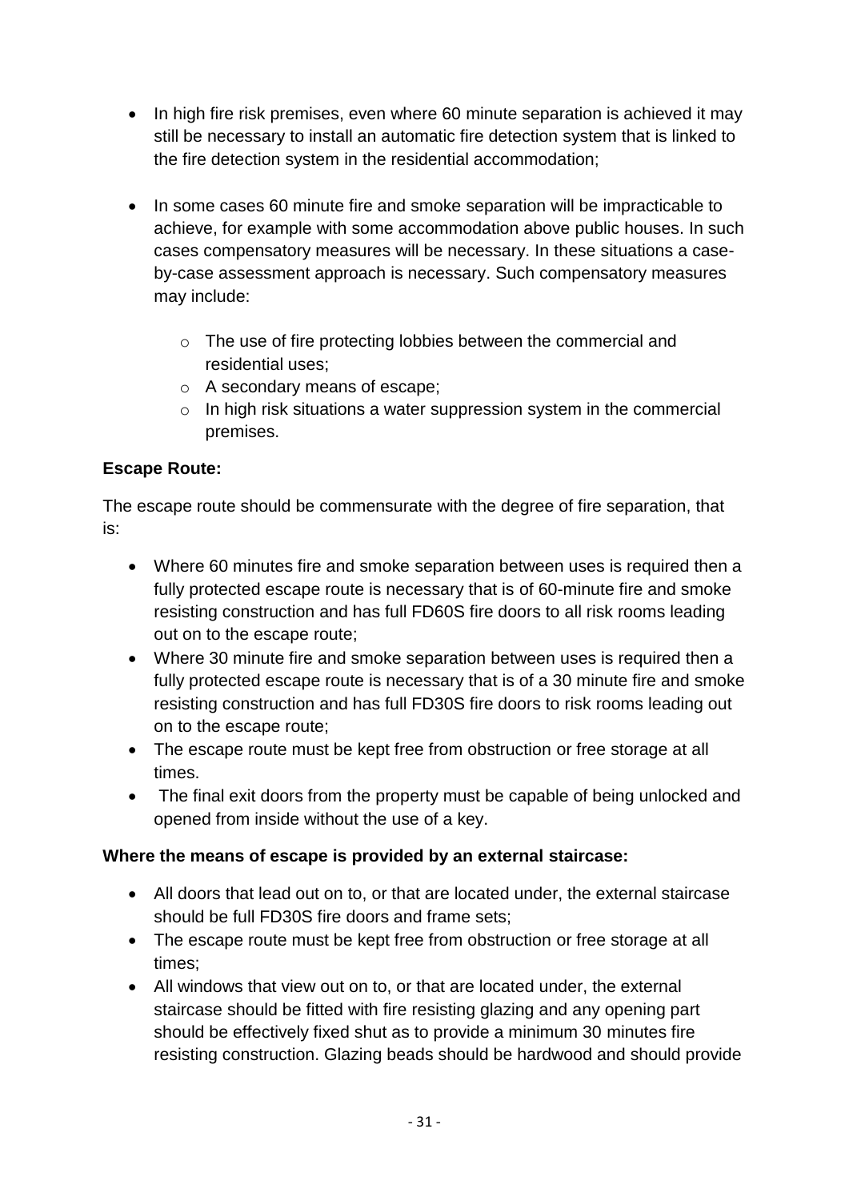- In high fire risk premises, even where 60 minute separation is achieved it may still be necessary to install an automatic fire detection system that is linked to the fire detection system in the residential accommodation;

- In some cases 60 minute fire and smoke separation will be impracticable to achieve, for example with some accommodation above public houses. In such cases compensatory measures will be necessary. In these situations a case-by-case assessment approach is necessary. Such compensatory measures may include:

  - The use of fire protecting lobbies between the commercial and residential uses;
  - A secondary means of escape;
  - In high risk situations a water suppression system in the commercial premises.

**Escape Route:**

The escape route should be commensurate with the degree of fire separation, that is:

- Where 60 minutes fire and smoke separation between uses is required then a fully protected escape route is necessary that is of 60-minute fire and smoke resisting construction and has full FD60S fire doors to all risk rooms leading out on to the escape route;
- Where 30 minute fire and smoke separation between uses is required then a fully protected escape route is necessary that is of a 30 minute fire and smoke resisting construction and has full FD30S fire doors to risk rooms leading out on to the escape route;
- The escape route must be kept free from obstruction or free storage at all times.
- The final exit doors from the property must be capable of being unlocked and opened from inside without the use of a key.

**Where the means of escape is provided by an external staircase:**

- All doors that lead out on to, or that are located under, the external staircase should be full FD30S fire doors and frame sets;
- The escape route must be kept free from obstruction or free storage at all times;
- All windows that view out on to, or that are located under, the external staircase should be fitted with fire resisting glazing and any opening part should be effectively fixed shut as to provide a minimum 30 minutes fire resisting construction. Glazing beads should be hardwood and should provide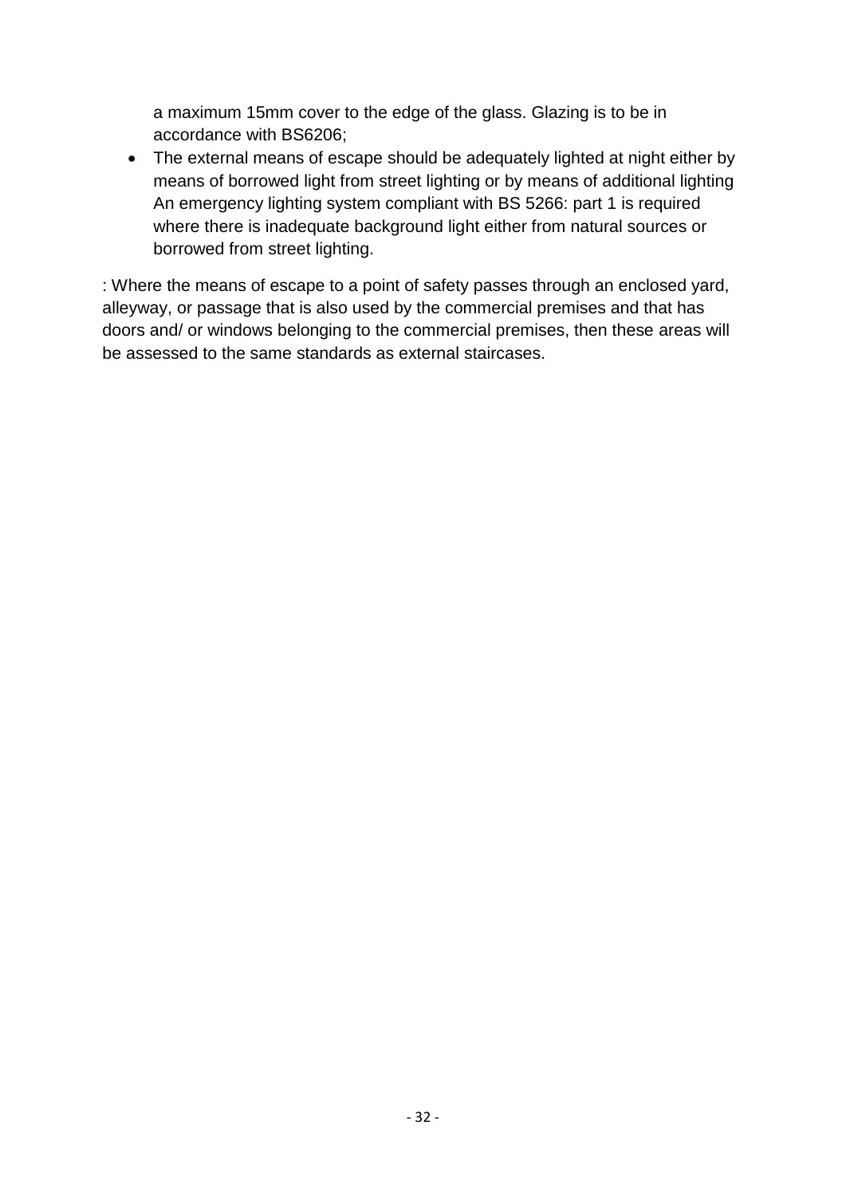a maximum 15mm cover to the edge of the glass. Glazing is to be in accordance with BS6206;

- The external means of escape should be adequately lighted at night either by means of borrowed light from street lighting or by means of additional lighting An emergency lighting system compliant with BS 5266: part 1 is required where there is inadequate background light either from natural sources or borrowed from street lighting.

: Where the means of escape to a point of safety passes through an enclosed yard, alleyway, or passage that is also used by the commercial premises and that has doors and/ or windows belonging to the commercial premises, then these areas will be assessed to the same standards as external staircases.